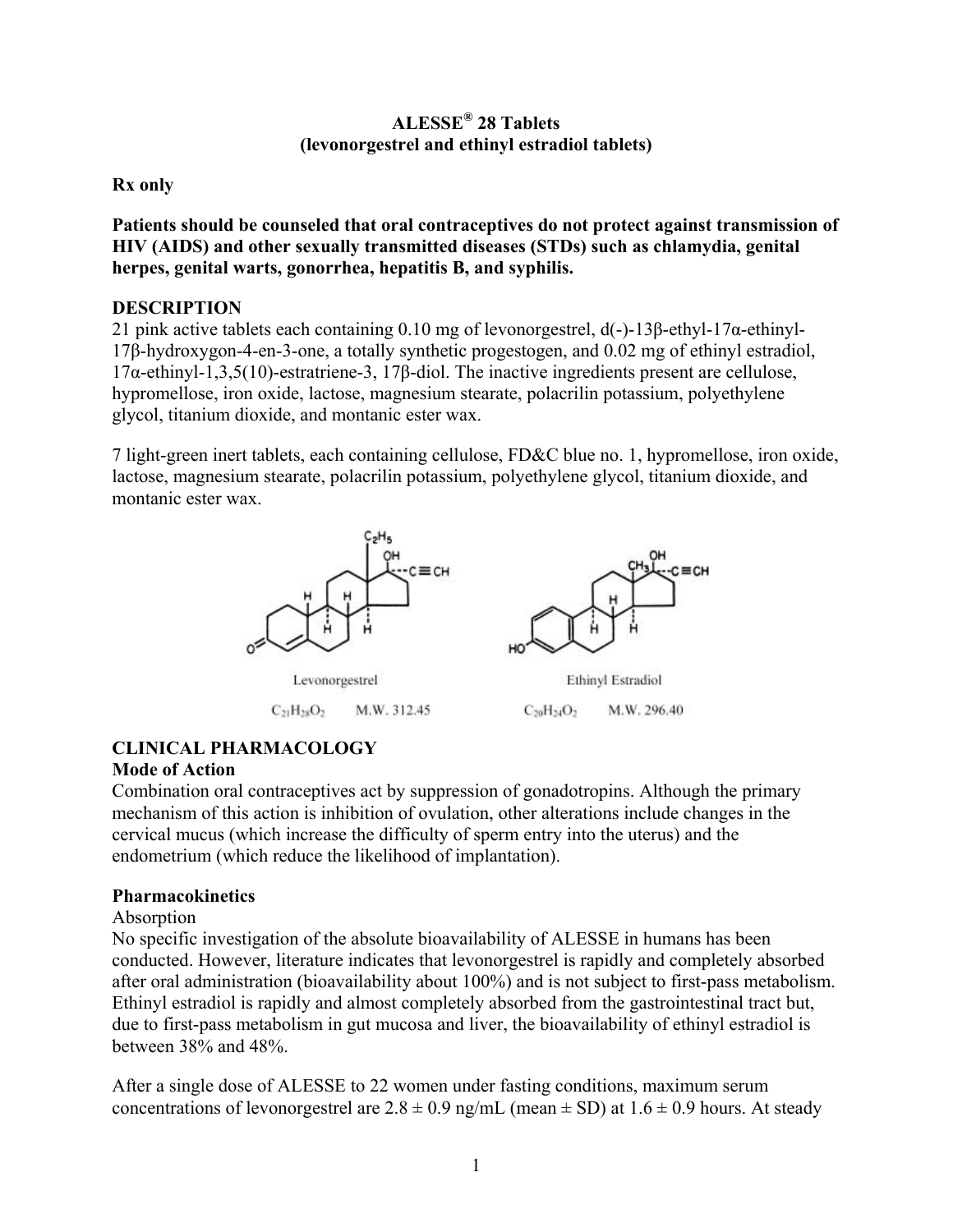# ALESSE® 28 Tablets
## (levonorgestrel and ethinyl estradiol tablets)

**Rx only**

**Patients should be counseled that oral contraceptives do not protect against transmission of HIV (AIDS) and other sexually transmitted diseases (STDs) such as chlamydia, genital herpes, genital warts, gonorrhea, hepatitis B, and syphilis.**

## DESCRIPTION

21 pink active tablets each containing 0.10 mg of levonorgestrel, d(-)-13β-ethyl-17α-ethinyl-17β-hydroxygon-4-en-3-one, a totally synthetic progestogen, and 0.02 mg of ethinyl estradiol, 17α-ethinyl-1,3,5(10)-estratriene-3, 17β-diol. The inactive ingredients present are cellulose, hypromellose, iron oxide, lactose, magnesium stearate, polacrilin potassium, polyethylene glycol, titanium dioxide, and montanic ester wax.

7 light-green inert tablets, each containing cellulose, FD&C blue no. 1, hypromellose, iron oxide, lactose, magnesium stearate, polacrilin potassium, polyethylene glycol, titanium dioxide, and montanic ester wax.

Levonorgestrel

$C_{21}H_{28}O_2$ M.W. 312.45

Ethinyl Estradiol

$C_{20}H_{24}O_2$ M.W. 296.40

## CLINICAL PHARMACOLOGY

### Mode of Action

Combination oral contraceptives act by suppression of gonadotropins. Although the primary mechanism of this action is inhibition of ovulation, other alterations include changes in the cervical mucus (which increase the difficulty of sperm entry into the uterus) and the endometrium (which reduce the likelihood of implantation).

### Pharmacokinetics

Absorption

No specific investigation of the absolute bioavailability of ALESSE in humans has been conducted. However, literature indicates that levonorgestrel is rapidly and completely absorbed after oral administration (bioavailability about 100%) and is not subject to first-pass metabolism. Ethinyl estradiol is rapidly and almost completely absorbed from the gastrointestinal tract but, due to first-pass metabolism in gut mucosa and liver, the bioavailability of ethinyl estradiol is between 38% and 48%.

After a single dose of ALESSE to 22 women under fasting conditions, maximum serum concentrations of levonorgestrel are 2.8 ± 0.9 ng/mL (mean ± SD) at 1.6 ± 0.9 hours. At steady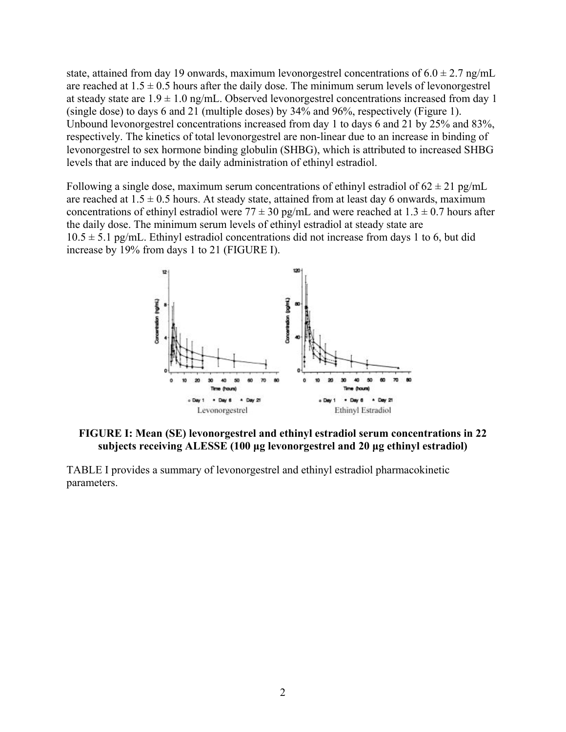state, attained from day 19 onwards, maximum levonorgestrel concentrations of 6.0 ± 2.7 ng/mL are reached at 1.5 ± 0.5 hours after the daily dose. The minimum serum levels of levonorgestrel at steady state are 1.9 ± 1.0 ng/mL. Observed levonorgestrel concentrations increased from day 1 (single dose) to days 6 and 21 (multiple doses) by 34% and 96%, respectively (Figure 1). Unbound levonorgestrel concentrations increased from day 1 to days 6 and 21 by 25% and 83%, respectively. The kinetics of total levonorgestrel are non-linear due to an increase in binding of levonorgestrel to sex hormone binding globulin (SHBG), which is attributed to increased SHBG levels that are induced by the daily administration of ethinyl estradiol.

Following a single dose, maximum serum concentrations of ethinyl estradiol of 62 ± 21 pg/mL are reached at 1.5 ± 0.5 hours. At steady state, attained from at least day 6 onwards, maximum concentrations of ethinyl estradiol were 77 ± 30 pg/mL and were reached at 1.3 ± 0.7 hours after the daily dose. The minimum serum levels of ethinyl estradiol at steady state are 10.5 ± 5.1 pg/mL. Ethinyl estradiol concentrations did not increase from days 1 to 6, but did increase by 19% from days 1 to 21 (FIGURE I).

Concentration (ng/mL)
12
8
4
0
0 10 20 30 40 50 60 70 80
Time (hours)
○ Day 1 ▪ Day 6 ▲ Day 21
Levonorgestrel

Concentration (pg/mL)
120
80
40
0
0 10 20 30 40 50 60 70 80
Time (hours)
○ Day 1 ▪ Day 6 ▲ Day 21
Ethinyl Estradiol

**FIGURE I: Mean (SE) levonorgestrel and ethinyl estradiol serum concentrations in 22 subjects receiving ALESSE (100 µg levonorgestrel and 20 µg ethinyl estradiol)**

TABLE I provides a summary of levonorgestrel and ethinyl estradiol pharmacokinetic parameters.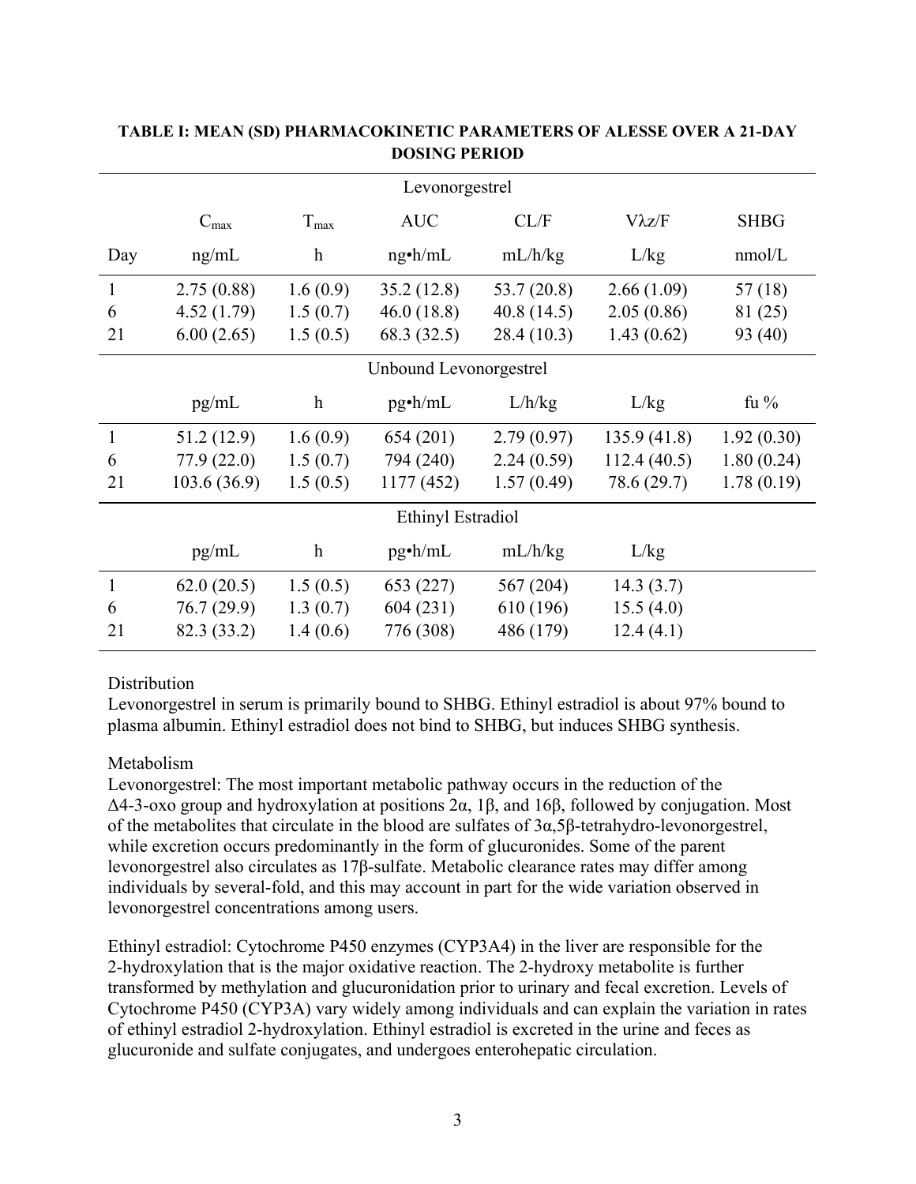**TABLE I: MEAN (SD) PHARMACOKINETIC PARAMETERS OF ALESSE OVER A 21-DAY DOSING PERIOD**

| | | | Levonorgestrel | | | |
|---|---|---|---|---|---|---|
| | $C_{max}$ | $T_{max}$ | AUC | CL/F | Vλz/F | SHBG |
| Day | ng/mL | h | ng•h/mL | mL/h/kg | L/kg | nmol/L |
| 1 | 2.75 (0.88) | 1.6 (0.9) | 35.2 (12.8) | 53.7 (20.8) | 2.66 (1.09) | 57 (18) |
| 6 | 4.52 (1.79) | 1.5 (0.7) | 46.0 (18.8) | 40.8 (14.5) | 2.05 (0.86) | 81 (25) |
| 21 | 6.00 (2.65) | 1.5 (0.5) | 68.3 (32.5) | 28.4 (10.3) | 1.43 (0.62) | 93 (40) |
| | | | Unbound Levonorgestrel | | | |
| | pg/mL | h | pg•h/mL | L/h/kg | L/kg | fu % |
| 1 | 51.2 (12.9) | 1.6 (0.9) | 654 (201) | 2.79 (0.97) | 135.9 (41.8) | 1.92 (0.30) |
| 6 | 77.9 (22.0) | 1.5 (0.7) | 794 (240) | 2.24 (0.59) | 112.4 (40.5) | 1.80 (0.24) |
| 21 | 103.6 (36.9) | 1.5 (0.5) | 1177 (452) | 1.57 (0.49) | 78.6 (29.7) | 1.78 (0.19) |
| | | | Ethinyl Estradiol | | | |
| | pg/mL | h | pg•h/mL | mL/h/kg | L/kg | |
| 1 | 62.0 (20.5) | 1.5 (0.5) | 653 (227) | 567 (204) | 14.3 (3.7) | |
| 6 | 76.7 (29.9) | 1.3 (0.7) | 604 (231) | 610 (196) | 15.5 (4.0) | |
| 21 | 82.3 (33.2) | 1.4 (0.6) | 776 (308) | 486 (179) | 12.4 (4.1) | |

Distribution

Levonorgestrel in serum is primarily bound to SHBG. Ethinyl estradiol is about 97% bound to plasma albumin. Ethinyl estradiol does not bind to SHBG, but induces SHBG synthesis.

Metabolism

Levonorgestrel: The most important metabolic pathway occurs in the reduction of the Δ4-3-oxo group and hydroxylation at positions 2α, 1β, and 16β, followed by conjugation. Most of the metabolites that circulate in the blood are sulfates of 3α,5β-tetrahydro-levonorgestrel, while excretion occurs predominantly in the form of glucuronides. Some of the parent levonorgestrel also circulates as 17β-sulfate. Metabolic clearance rates may differ among individuals by several-fold, and this may account in part for the wide variation observed in levonorgestrel concentrations among users.

Ethinyl estradiol: Cytochrome P450 enzymes (CYP3A4) in the liver are responsible for the 2-hydroxylation that is the major oxidative reaction. The 2-hydroxy metabolite is further transformed by methylation and glucuronidation prior to urinary and fecal excretion. Levels of Cytochrome P450 (CYP3A) vary widely among individuals and can explain the variation in rates of ethinyl estradiol 2-hydroxylation. Ethinyl estradiol is excreted in the urine and feces as glucuronide and sulfate conjugates, and undergoes enterohepatic circulation.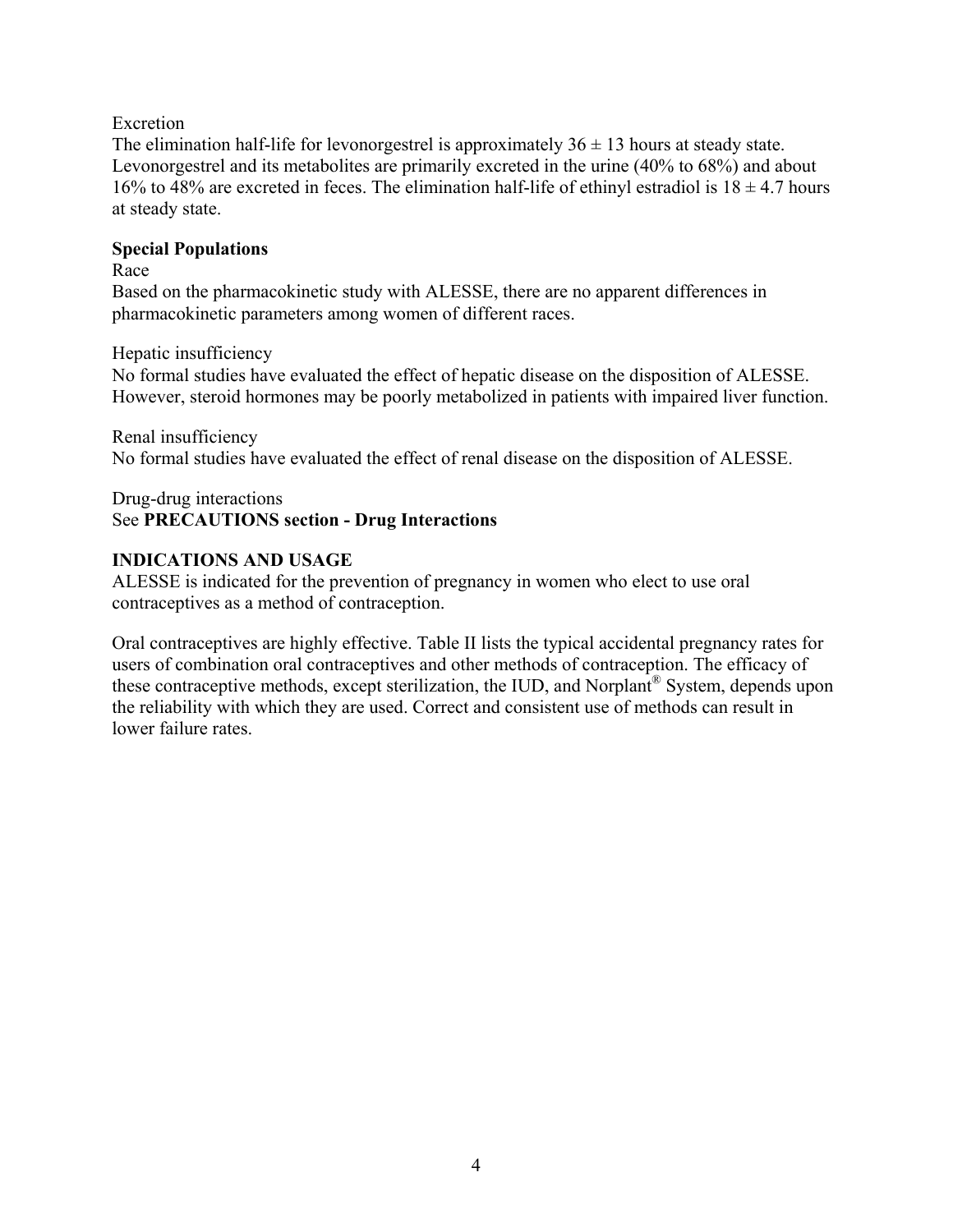Excretion

The elimination half-life for levonorgestrel is approximately 36 ± 13 hours at steady state. Levonorgestrel and its metabolites are primarily excreted in the urine (40% to 68%) and about 16% to 48% are excreted in feces. The elimination half-life of ethinyl estradiol is 18 ± 4.7 hours at steady state.

**Special Populations**

Race

Based on the pharmacokinetic study with ALESSE, there are no apparent differences in pharmacokinetic parameters among women of different races.

Hepatic insufficiency

No formal studies have evaluated the effect of hepatic disease on the disposition of ALESSE. However, steroid hormones may be poorly metabolized in patients with impaired liver function.

Renal insufficiency

No formal studies have evaluated the effect of renal disease on the disposition of ALESSE.

Drug-drug interactions

See **PRECAUTIONS section - Drug Interactions**

## INDICATIONS AND USAGE

ALESSE is indicated for the prevention of pregnancy in women who elect to use oral contraceptives as a method of contraception.

Oral contraceptives are highly effective. Table II lists the typical accidental pregnancy rates for users of combination oral contraceptives and other methods of contraception. The efficacy of these contraceptive methods, except sterilization, the IUD, and Norplant® System, depends upon the reliability with which they are used. Correct and consistent use of methods can result in lower failure rates.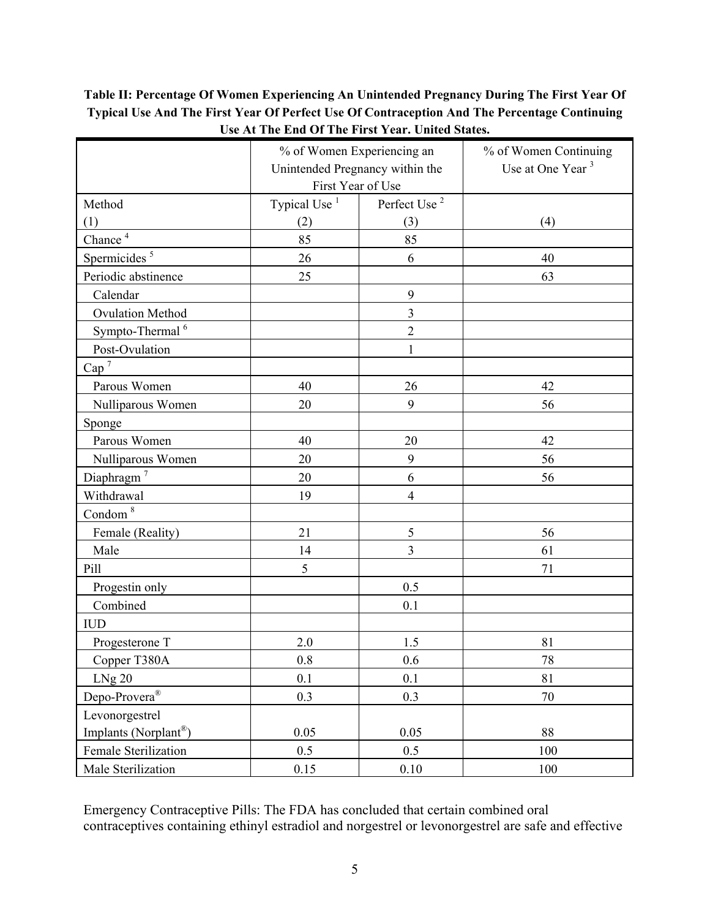**Table II: Percentage Of Women Experiencing An Unintended Pregnancy During The First Year Of Typical Use And The First Year Of Perfect Use Of Contraception And The Percentage Continuing Use At The End Of The First Year. United States.**

| | % of Women Experiencing an Unintended Pregnancy within the First Year of Use | | % of Women Continuing Use at One Year [3] |
|---|---|---|---|
| Method<br>(1) | Typical Use [1]<br>(2) | Perfect Use [2]<br>(3) | <br>(4) |
| Chance [4] | 85 | 85 | |
| Spermicides [5] | 26 | 6 | 40 |
| Periodic abstinence | 25 | | 63 |
| Calendar | | 9 | |
| Ovulation Method | | 3 | |
| Sympto-Thermal [6] | | 2 | |
| Post-Ovulation | | 1 | |
| Cap [7] | | | |
| Parous Women | 40 | 26 | 42 |
| Nulliparous Women | 20 | 9 | 56 |
| Sponge | | | |
| Parous Women | 40 | 20 | 42 |
| Nulliparous Women | 20 | 9 | 56 |
| Diaphragm [7] | 20 | 6 | 56 |
| Withdrawal | 19 | 4 | |
| Condom [8] | | | |
| Female (Reality) | 21 | 5 | 56 |
| Male | 14 | 3 | 61 |
| Pill | 5 | | 71 |
| Progestin only | | 0.5 | |
| Combined | | 0.1 | |
| IUD | | | |
| Progesterone T | 2.0 | 1.5 | 81 |
| Copper T380A | 0.8 | 0.6 | 78 |
| LNg 20 | 0.1 | 0.1 | 81 |
| Depo-Provera® | 0.3 | 0.3 | 70 |
| Levonorgestrel Implants (Norplant®) | 0.05 | 0.05 | 88 |
| Female Sterilization | 0.5 | 0.5 | 100 |
| Male Sterilization | 0.15 | 0.10 | 100 |

Emergency Contraceptive Pills: The FDA has concluded that certain combined oral contraceptives containing ethinyl estradiol and norgestrel or levonorgestrel are safe and effective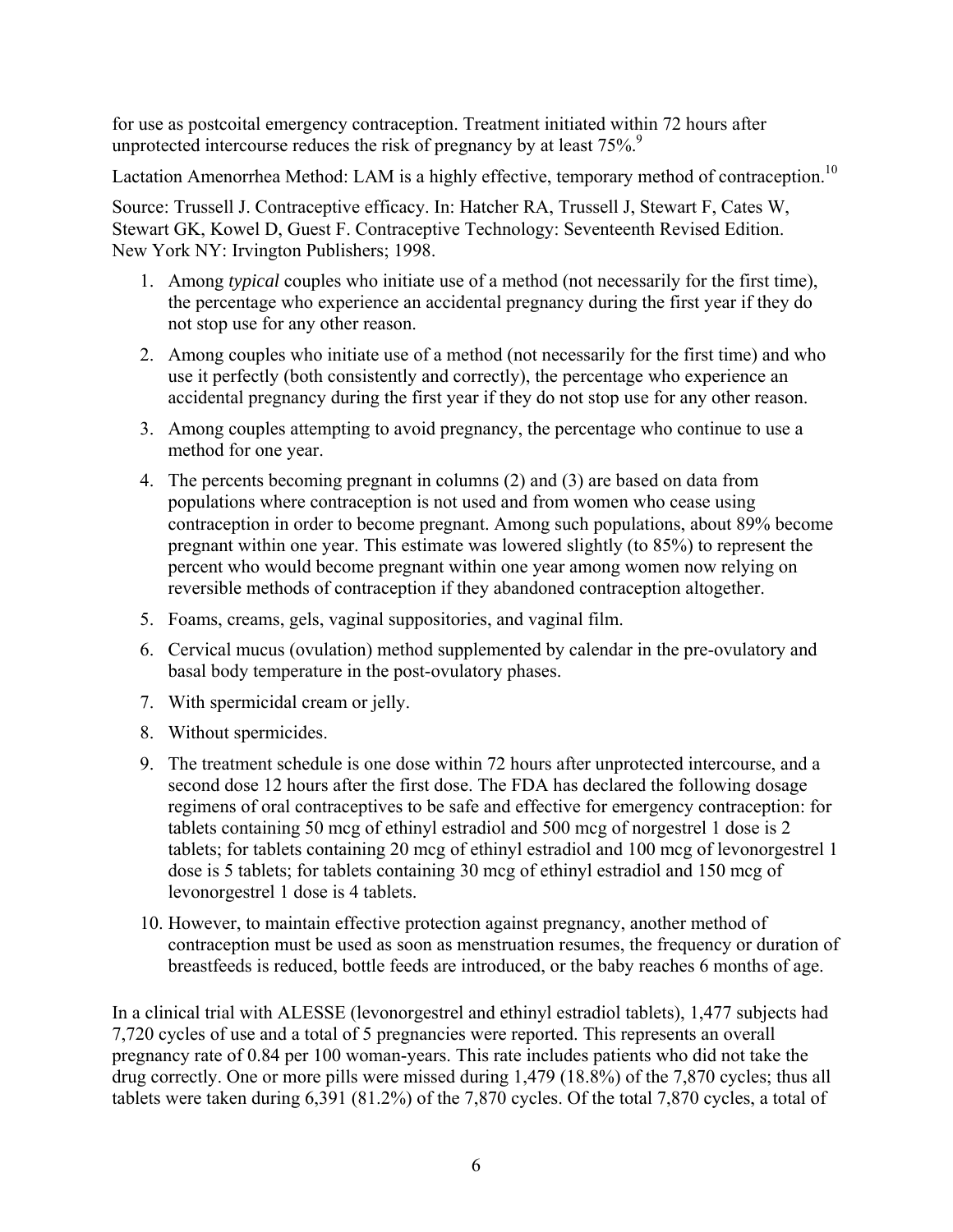for use as postcoital emergency contraception. Treatment initiated within 72 hours after unprotected intercourse reduces the risk of pregnancy by at least 75%.[9]

Lactation Amenorrhea Method: LAM is a highly effective, temporary method of contraception.[10]

Source: Trussell J. Contraceptive efficacy. In: Hatcher RA, Trussell J, Stewart F, Cates W, Stewart GK, Kowel D, Guest F. Contraceptive Technology: Seventeenth Revised Edition. New York NY: Irvington Publishers; 1998.

1. Among *typical* couples who initiate use of a method (not necessarily for the first time), the percentage who experience an accidental pregnancy during the first year if they do not stop use for any other reason.
2. Among couples who initiate use of a method (not necessarily for the first time) and who use it perfectly (both consistently and correctly), the percentage who experience an accidental pregnancy during the first year if they do not stop use for any other reason.
3. Among couples attempting to avoid pregnancy, the percentage who continue to use a method for one year.
4. The percents becoming pregnant in columns (2) and (3) are based on data from populations where contraception is not used and from women who cease using contraception in order to become pregnant. Among such populations, about 89% become pregnant within one year. This estimate was lowered slightly (to 85%) to represent the percent who would become pregnant within one year among women now relying on reversible methods of contraception if they abandoned contraception altogether.
5. Foams, creams, gels, vaginal suppositories, and vaginal film.
6. Cervical mucus (ovulation) method supplemented by calendar in the pre-ovulatory and basal body temperature in the post-ovulatory phases.
7. With spermicidal cream or jelly.
8. Without spermicides.
9. The treatment schedule is one dose within 72 hours after unprotected intercourse, and a second dose 12 hours after the first dose. The FDA has declared the following dosage regimens of oral contraceptives to be safe and effective for emergency contraception: for tablets containing 50 mcg of ethinyl estradiol and 500 mcg of norgestrel 1 dose is 2 tablets; for tablets containing 20 mcg of ethinyl estradiol and 100 mcg of levonorgestrel 1 dose is 5 tablets; for tablets containing 30 mcg of ethinyl estradiol and 150 mcg of levonorgestrel 1 dose is 4 tablets.
10. However, to maintain effective protection against pregnancy, another method of contraception must be used as soon as menstruation resumes, the frequency or duration of breastfeeds is reduced, bottle feeds are introduced, or the baby reaches 6 months of age.

In a clinical trial with ALESSE (levonorgestrel and ethinyl estradiol tablets), 1,477 subjects had 7,720 cycles of use and a total of 5 pregnancies were reported. This represents an overall pregnancy rate of 0.84 per 100 woman-years. This rate includes patients who did not take the drug correctly. One or more pills were missed during 1,479 (18.8%) of the 7,870 cycles; thus all tablets were taken during 6,391 (81.2%) of the 7,870 cycles. Of the total 7,870 cycles, a total of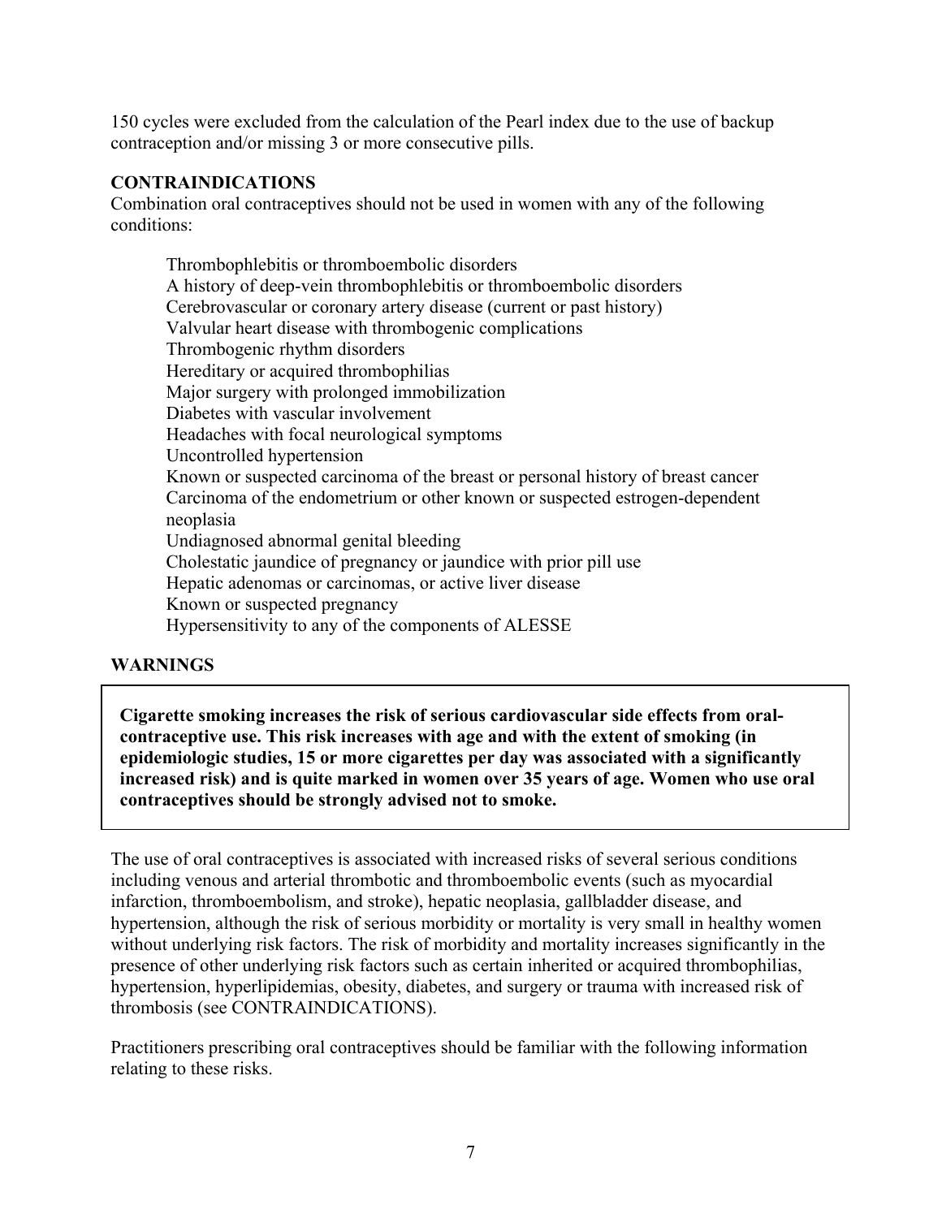150 cycles were excluded from the calculation of the Pearl index due to the use of backup contraception and/or missing 3 or more consecutive pills.

## CONTRAINDICATIONS

Combination oral contraceptives should not be used in women with any of the following conditions:

- Thrombophlebitis or thromboembolic disorders
- A history of deep-vein thrombophlebitis or thromboembolic disorders
- Cerebrovascular or coronary artery disease (current or past history)
- Valvular heart disease with thrombogenic complications
- Thrombogenic rhythm disorders
- Hereditary or acquired thrombophilias
- Major surgery with prolonged immobilization
- Diabetes with vascular involvement
- Headaches with focal neurological symptoms
- Uncontrolled hypertension
- Known or suspected carcinoma of the breast or personal history of breast cancer
- Carcinoma of the endometrium or other known or suspected estrogen-dependent neoplasia
- Undiagnosed abnormal genital bleeding
- Cholestatic jaundice of pregnancy or jaundice with prior pill use
- Hepatic adenomas or carcinomas, or active liver disease
- Known or suspected pregnancy
- Hypersensitivity to any of the components of ALESSE

## WARNINGS

**Cigarette smoking increases the risk of serious cardiovascular side effects from oral-contraceptive use. This risk increases with age and with the extent of smoking (in epidemiologic studies, 15 or more cigarettes per day was associated with a significantly increased risk) and is quite marked in women over 35 years of age. Women who use oral contraceptives should be strongly advised not to smoke.**

The use of oral contraceptives is associated with increased risks of several serious conditions including venous and arterial thrombotic and thromboembolic events (such as myocardial infarction, thromboembolism, and stroke), hepatic neoplasia, gallbladder disease, and hypertension, although the risk of serious morbidity or mortality is very small in healthy women without underlying risk factors. The risk of morbidity and mortality increases significantly in the presence of other underlying risk factors such as certain inherited or acquired thrombophilias, hypertension, hyperlipidemias, obesity, diabetes, and surgery or trauma with increased risk of thrombosis (see CONTRAINDICATIONS).

Practitioners prescribing oral contraceptives should be familiar with the following information relating to these risks.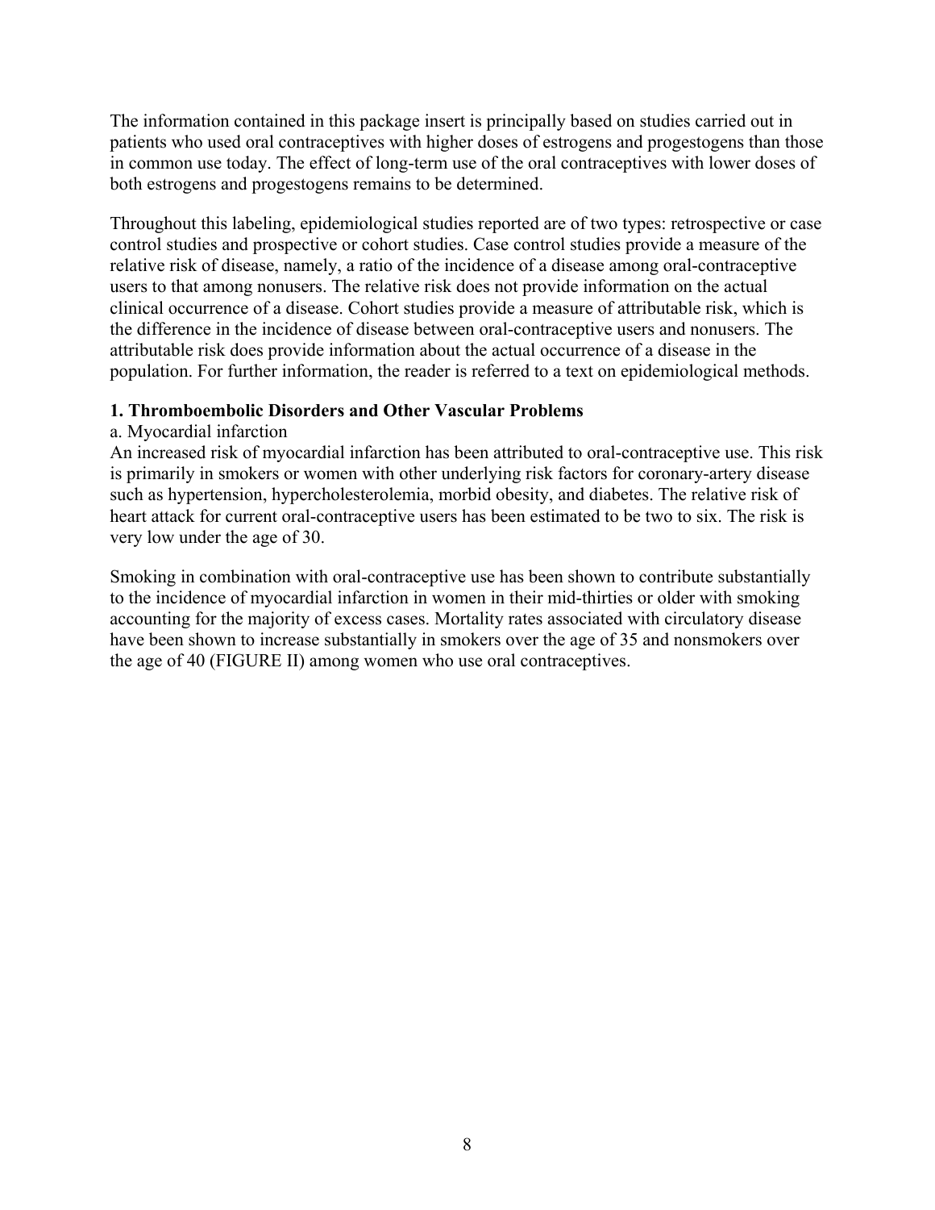The information contained in this package insert is principally based on studies carried out in patients who used oral contraceptives with higher doses of estrogens and progestogens than those in common use today. The effect of long-term use of the oral contraceptives with lower doses of both estrogens and progestogens remains to be determined.

Throughout this labeling, epidemiological studies reported are of two types: retrospective or case control studies and prospective or cohort studies. Case control studies provide a measure of the relative risk of disease, namely, a ratio of the incidence of a disease among oral-contraceptive users to that among nonusers. The relative risk does not provide information on the actual clinical occurrence of a disease. Cohort studies provide a measure of attributable risk, which is the difference in the incidence of disease between oral-contraceptive users and nonusers. The attributable risk does provide information about the actual occurrence of a disease in the population. For further information, the reader is referred to a text on epidemiological methods.

**1. Thromboembolic Disorders and Other Vascular Problems**

a. Myocardial infarction

An increased risk of myocardial infarction has been attributed to oral-contraceptive use. This risk is primarily in smokers or women with other underlying risk factors for coronary-artery disease such as hypertension, hypercholesterolemia, morbid obesity, and diabetes. The relative risk of heart attack for current oral-contraceptive users has been estimated to be two to six. The risk is very low under the age of 30.

Smoking in combination with oral-contraceptive use has been shown to contribute substantially to the incidence of myocardial infarction in women in their mid-thirties or older with smoking accounting for the majority of excess cases. Mortality rates associated with circulatory disease have been shown to increase substantially in smokers over the age of 35 and nonsmokers over the age of 40 (FIGURE II) among women who use oral contraceptives.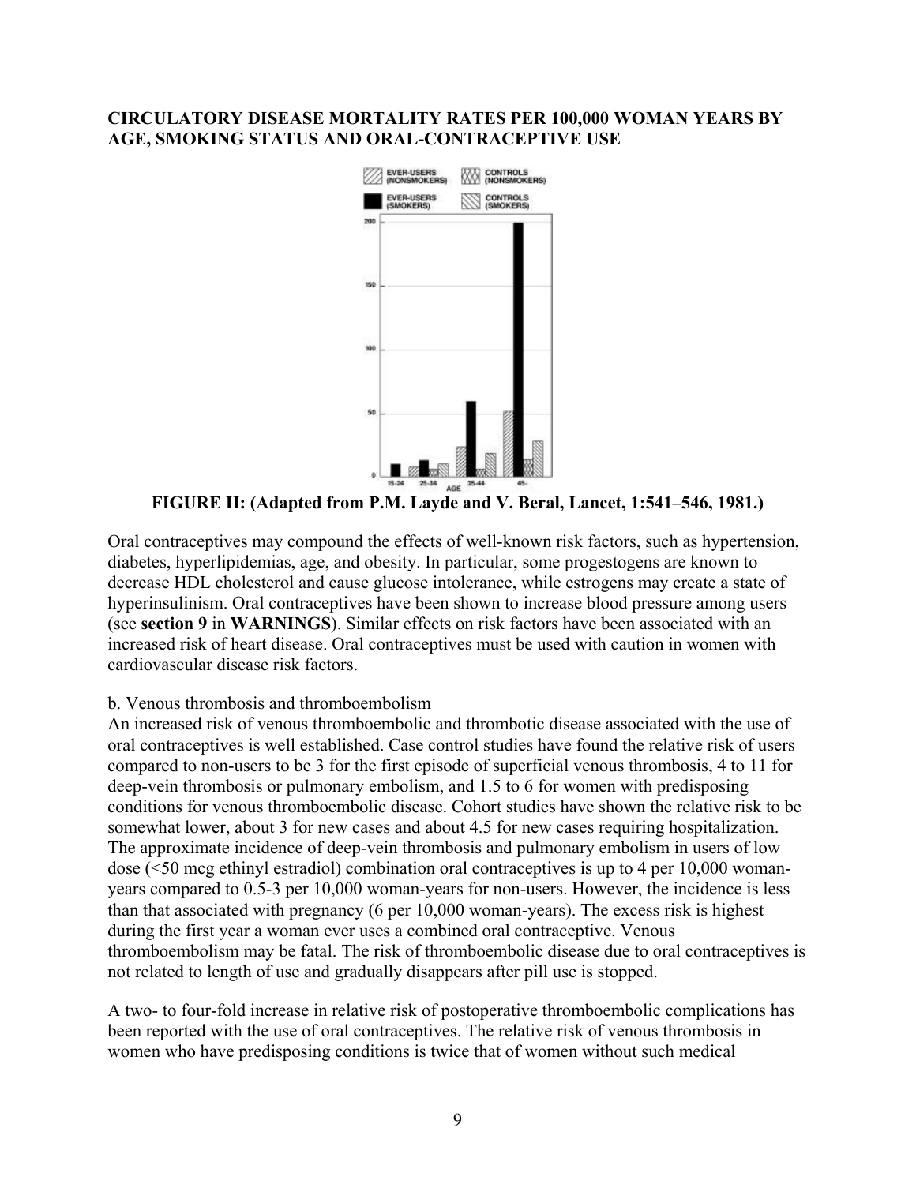**CIRCULATORY DISEASE MORTALITY RATES PER 100,000 WOMAN YEARS BY AGE, SMOKING STATUS AND ORAL-CONTRACEPTIVE USE**

**FIGURE II: (Adapted from P.M. Layde and V. Beral, Lancet, 1:541–546, 1981.)**

Oral contraceptives may compound the effects of well-known risk factors, such as hypertension, diabetes, hyperlipidemias, age, and obesity. In particular, some progestogens are known to decrease HDL cholesterol and cause glucose intolerance, while estrogens may create a state of hyperinsulinism. Oral contraceptives have been shown to increase blood pressure among users (see **section 9** in **WARNINGS**). Similar effects on risk factors have been associated with an increased risk of heart disease. Oral contraceptives must be used with caution in women with cardiovascular disease risk factors.

b. Venous thrombosis and thromboembolism

An increased risk of venous thromboembolic and thrombotic disease associated with the use of oral contraceptives is well established. Case control studies have found the relative risk of users compared to non-users to be 3 for the first episode of superficial venous thrombosis, 4 to 11 for deep-vein thrombosis or pulmonary embolism, and 1.5 to 6 for women with predisposing conditions for venous thromboembolic disease. Cohort studies have shown the relative risk to be somewhat lower, about 3 for new cases and about 4.5 for new cases requiring hospitalization. The approximate incidence of deep-vein thrombosis and pulmonary embolism in users of low dose (<50 mcg ethinyl estradiol) combination oral contraceptives is up to 4 per 10,000 woman-years compared to 0.5-3 per 10,000 woman-years for non-users. However, the incidence is less than that associated with pregnancy (6 per 10,000 woman-years). The excess risk is highest during the first year a woman ever uses a combined oral contraceptive. Venous thromboembolism may be fatal. The risk of thromboembolic disease due to oral contraceptives is not related to length of use and gradually disappears after pill use is stopped.

A two- to four-fold increase in relative risk of postoperative thromboembolic complications has been reported with the use of oral contraceptives. The relative risk of venous thrombosis in women who have predisposing conditions is twice that of women without such medical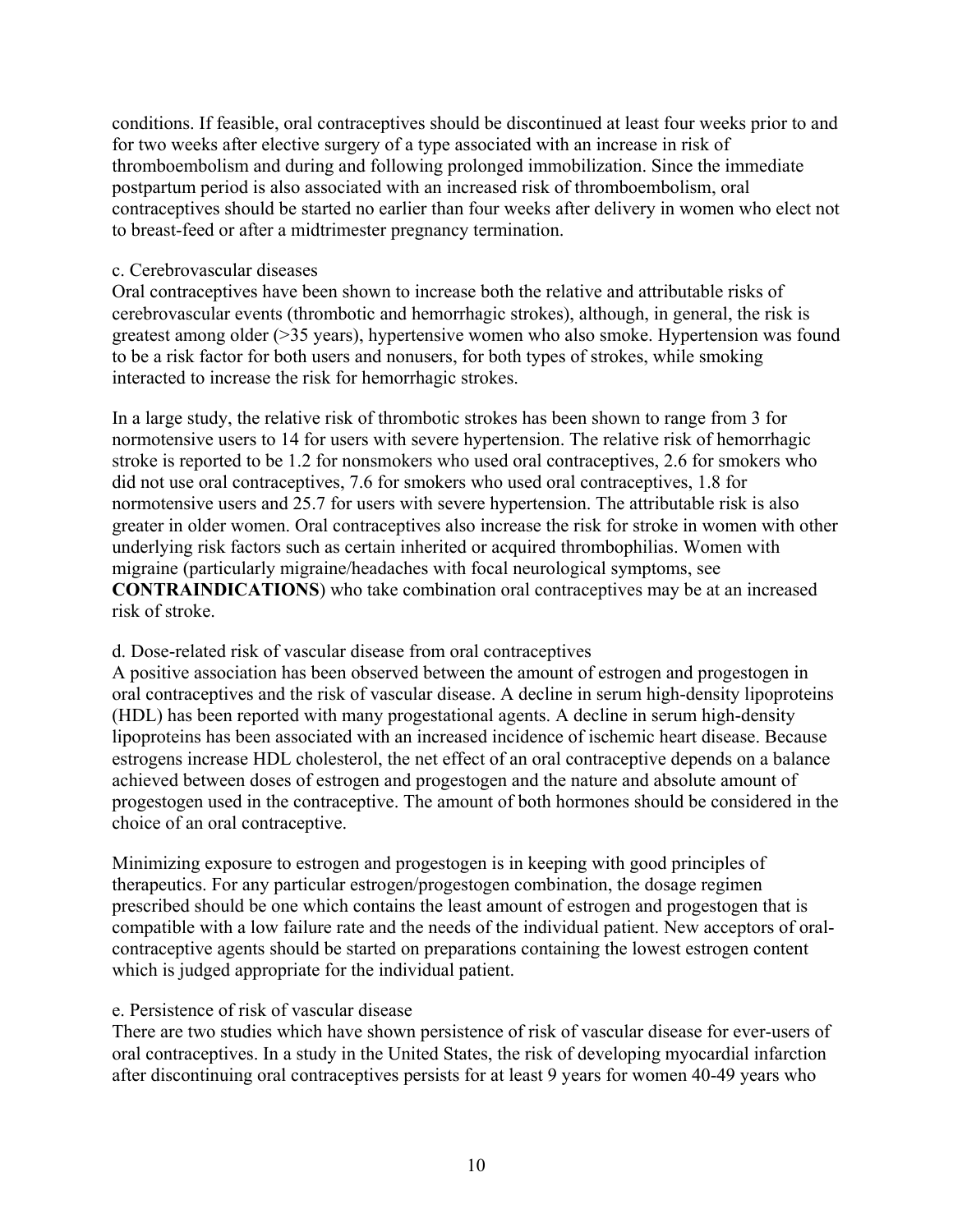conditions. If feasible, oral contraceptives should be discontinued at least four weeks prior to and for two weeks after elective surgery of a type associated with an increase in risk of thromboembolism and during and following prolonged immobilization. Since the immediate postpartum period is also associated with an increased risk of thromboembolism, oral contraceptives should be started no earlier than four weeks after delivery in women who elect not to breast-feed or after a midtrimester pregnancy termination.

c. Cerebrovascular diseases

Oral contraceptives have been shown to increase both the relative and attributable risks of cerebrovascular events (thrombotic and hemorrhagic strokes), although, in general, the risk is greatest among older (>35 years), hypertensive women who also smoke. Hypertension was found to be a risk factor for both users and nonusers, for both types of strokes, while smoking interacted to increase the risk for hemorrhagic strokes.

In a large study, the relative risk of thrombotic strokes has been shown to range from 3 for normotensive users to 14 for users with severe hypertension. The relative risk of hemorrhagic stroke is reported to be 1.2 for nonsmokers who used oral contraceptives, 2.6 for smokers who did not use oral contraceptives, 7.6 for smokers who used oral contraceptives, 1.8 for normotensive users and 25.7 for users with severe hypertension. The attributable risk is also greater in older women. Oral contraceptives also increase the risk for stroke in women with other underlying risk factors such as certain inherited or acquired thrombophilias. Women with migraine (particularly migraine/headaches with focal neurological symptoms, see **CONTRAINDICATIONS**) who take combination oral contraceptives may be at an increased risk of stroke.

d. Dose-related risk of vascular disease from oral contraceptives

A positive association has been observed between the amount of estrogen and progestogen in oral contraceptives and the risk of vascular disease. A decline in serum high-density lipoproteins (HDL) has been reported with many progestational agents. A decline in serum high-density lipoproteins has been associated with an increased incidence of ischemic heart disease. Because estrogens increase HDL cholesterol, the net effect of an oral contraceptive depends on a balance achieved between doses of estrogen and progestogen and the nature and absolute amount of progestogen used in the contraceptive. The amount of both hormones should be considered in the choice of an oral contraceptive.

Minimizing exposure to estrogen and progestogen is in keeping with good principles of therapeutics. For any particular estrogen/progestogen combination, the dosage regimen prescribed should be one which contains the least amount of estrogen and progestogen that is compatible with a low failure rate and the needs of the individual patient. New acceptors of oral-contraceptive agents should be started on preparations containing the lowest estrogen content which is judged appropriate for the individual patient.

e. Persistence of risk of vascular disease

There are two studies which have shown persistence of risk of vascular disease for ever-users of oral contraceptives. In a study in the United States, the risk of developing myocardial infarction after discontinuing oral contraceptives persists for at least 9 years for women 40-49 years who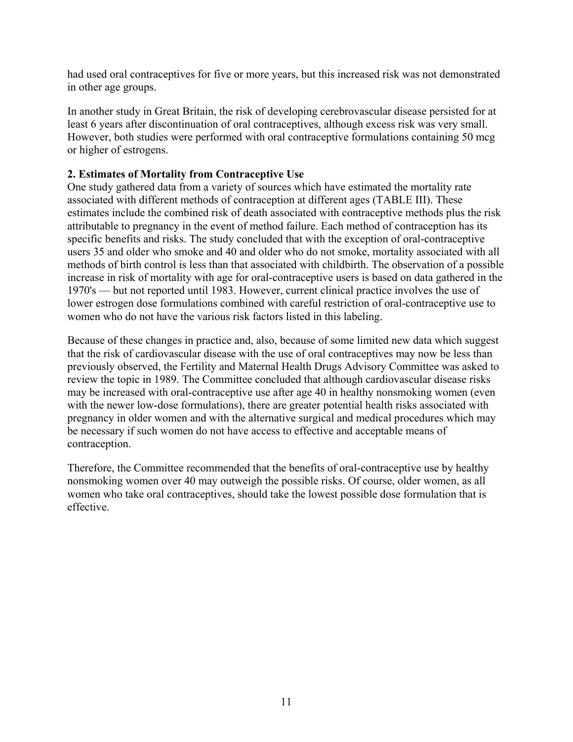had used oral contraceptives for five or more years, but this increased risk was not demonstrated in other age groups.

In another study in Great Britain, the risk of developing cerebrovascular disease persisted for at least 6 years after discontinuation of oral contraceptives, although excess risk was very small. However, both studies were performed with oral contraceptive formulations containing 50 mcg or higher of estrogens.

**2. Estimates of Mortality from Contraceptive Use**

One study gathered data from a variety of sources which have estimated the mortality rate associated with different methods of contraception at different ages (TABLE III). These estimates include the combined risk of death associated with contraceptive methods plus the risk attributable to pregnancy in the event of method failure. Each method of contraception has its specific benefits and risks. The study concluded that with the exception of oral-contraceptive users 35 and older who smoke and 40 and older who do not smoke, mortality associated with all methods of birth control is less than that associated with childbirth. The observation of a possible increase in risk of mortality with age for oral-contraceptive users is based on data gathered in the 1970's — but not reported until 1983. However, current clinical practice involves the use of lower estrogen dose formulations combined with careful restriction of oral-contraceptive use to women who do not have the various risk factors listed in this labeling.

Because of these changes in practice and, also, because of some limited new data which suggest that the risk of cardiovascular disease with the use of oral contraceptives may now be less than previously observed, the Fertility and Maternal Health Drugs Advisory Committee was asked to review the topic in 1989. The Committee concluded that although cardiovascular disease risks may be increased with oral-contraceptive use after age 40 in healthy nonsmoking women (even with the newer low-dose formulations), there are greater potential health risks associated with pregnancy in older women and with the alternative surgical and medical procedures which may be necessary if such women do not have access to effective and acceptable means of contraception.

Therefore, the Committee recommended that the benefits of oral-contraceptive use by healthy nonsmoking women over 40 may outweigh the possible risks. Of course, older women, as all women who take oral contraceptives, should take the lowest possible dose formulation that is effective.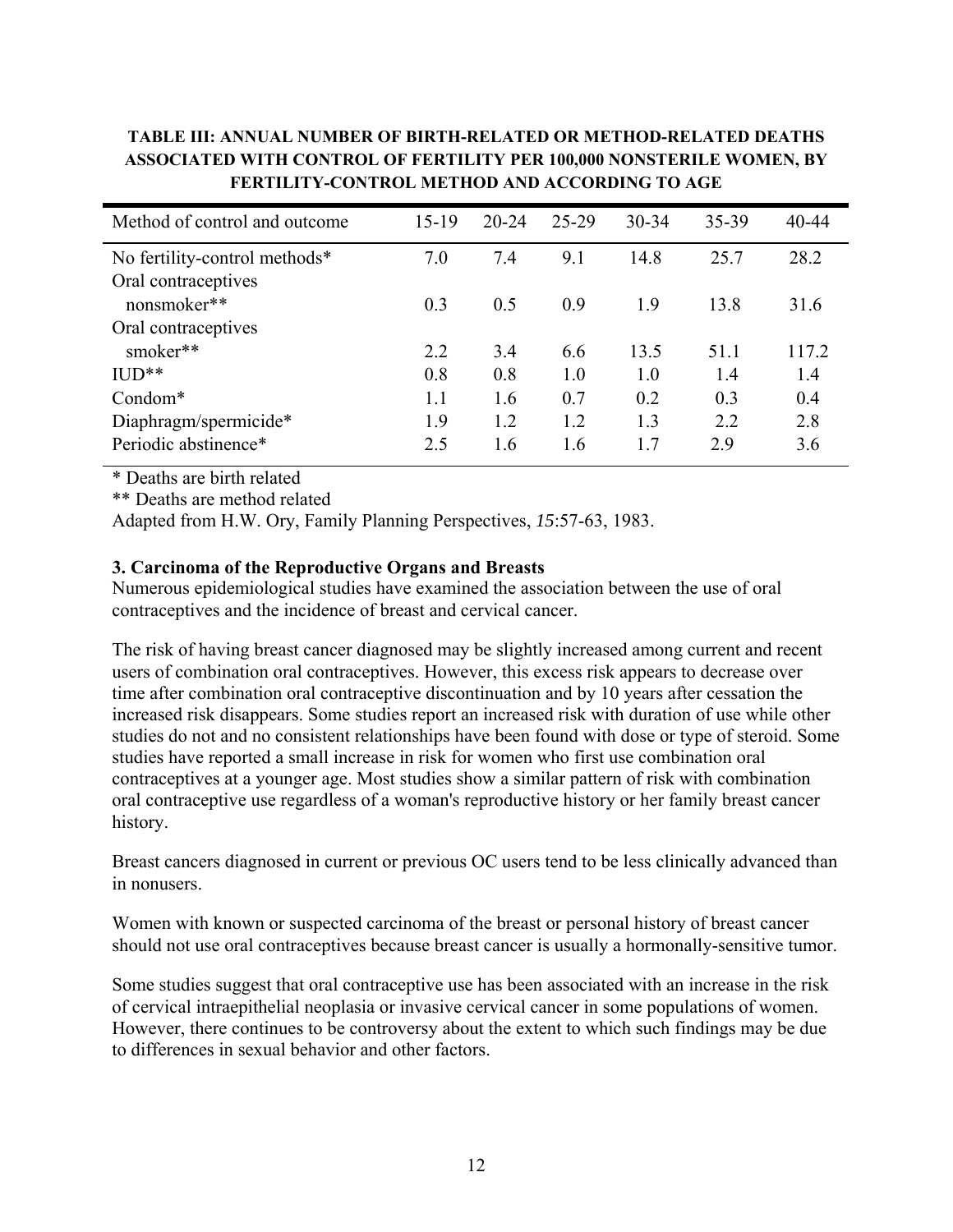**TABLE III: ANNUAL NUMBER OF BIRTH-RELATED OR METHOD-RELATED DEATHS ASSOCIATED WITH CONTROL OF FERTILITY PER 100,000 NONSTERILE WOMEN, BY FERTILITY-CONTROL METHOD AND ACCORDING TO AGE**

| Method of control and outcome | 15-19 | 20-24 | 25-29 | 30-34 | 35-39 | 40-44 |
|---|---|---|---|---|---|---|
| No fertility-control methods* | 7.0 | 7.4 | 9.1 | 14.8 | 25.7 | 28.2 |
| Oral contraceptives nonsmoker** | 0.3 | 0.5 | 0.9 | 1.9 | 13.8 | 31.6 |
| Oral contraceptives smoker** | 2.2 | 3.4 | 6.6 | 13.5 | 51.1 | 117.2 |
| IUD** | 0.8 | 0.8 | 1.0 | 1.0 | 1.4 | 1.4 |
| Condom* | 1.1 | 1.6 | 0.7 | 0.2 | 0.3 | 0.4 |
| Diaphragm/spermicide* | 1.9 | 1.2 | 1.2 | 1.3 | 2.2 | 2.8 |
| Periodic abstinence* | 2.5 | 1.6 | 1.6 | 1.7 | 2.9 | 3.6 |

\* Deaths are birth related

\** Deaths are method related

Adapted from H.W. Ory, Family Planning Perspectives, *15*:57-63, 1983.

### 3. Carcinoma of the Reproductive Organs and Breasts

Numerous epidemiological studies have examined the association between the use of oral contraceptives and the incidence of breast and cervical cancer.

The risk of having breast cancer diagnosed may be slightly increased among current and recent users of combination oral contraceptives. However, this excess risk appears to decrease over time after combination oral contraceptive discontinuation and by 10 years after cessation the increased risk disappears. Some studies report an increased risk with duration of use while other studies do not and no consistent relationships have been found with dose or type of steroid. Some studies have reported a small increase in risk for women who first use combination oral contraceptives at a younger age. Most studies show a similar pattern of risk with combination oral contraceptive use regardless of a woman's reproductive history or her family breast cancer history.

Breast cancers diagnosed in current or previous OC users tend to be less clinically advanced than in nonusers.

Women with known or suspected carcinoma of the breast or personal history of breast cancer should not use oral contraceptives because breast cancer is usually a hormonally-sensitive tumor.

Some studies suggest that oral contraceptive use has been associated with an increase in the risk of cervical intraepithelial neoplasia or invasive cervical cancer in some populations of women. However, there continues to be controversy about the extent to which such findings may be due to differences in sexual behavior and other factors.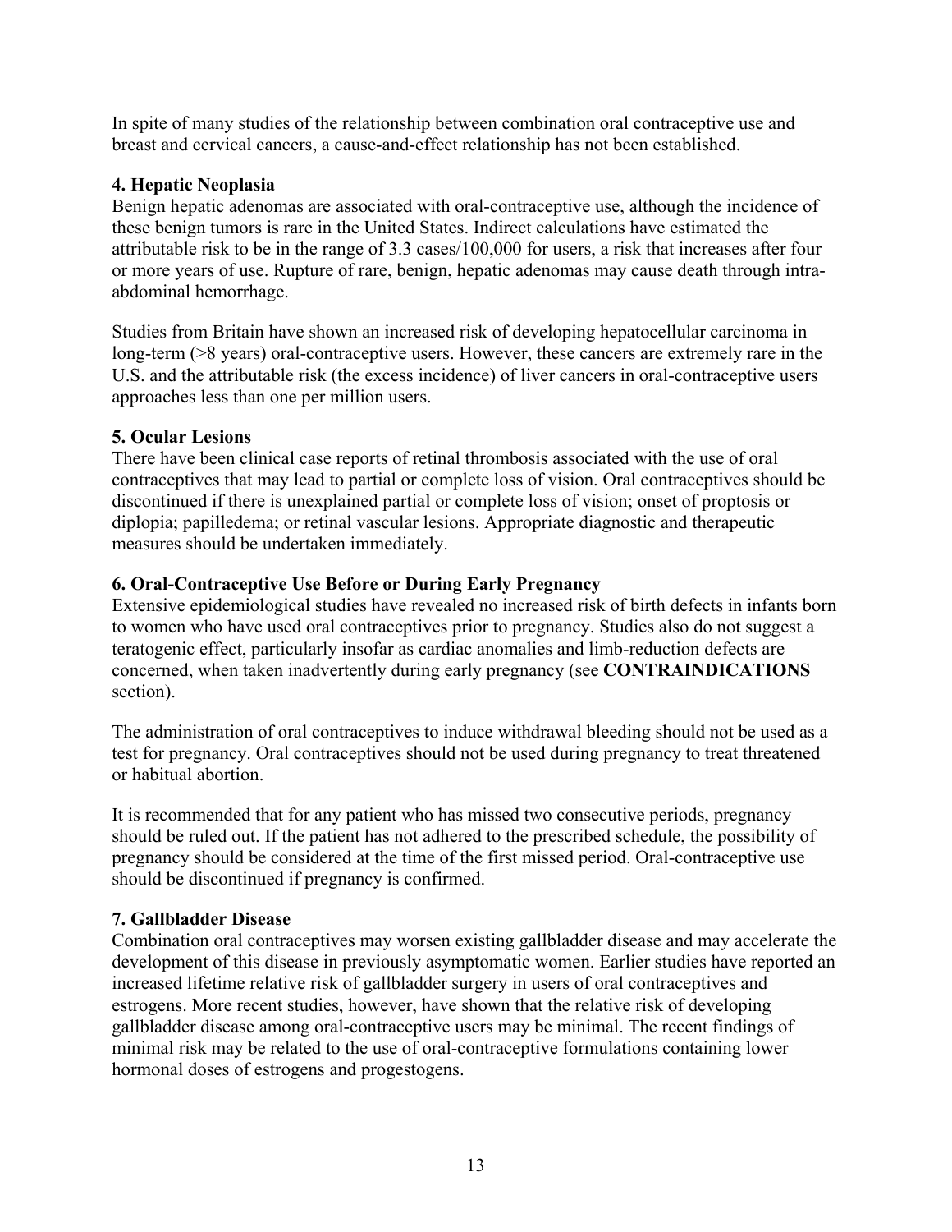In spite of many studies of the relationship between combination oral contraceptive use and breast and cervical cancers, a cause-and-effect relationship has not been established.

**4. Hepatic Neoplasia**

Benign hepatic adenomas are associated with oral-contraceptive use, although the incidence of these benign tumors is rare in the United States. Indirect calculations have estimated the attributable risk to be in the range of 3.3 cases/100,000 for users, a risk that increases after four or more years of use. Rupture of rare, benign, hepatic adenomas may cause death through intra-abdominal hemorrhage.

Studies from Britain have shown an increased risk of developing hepatocellular carcinoma in long-term (>8 years) oral-contraceptive users. However, these cancers are extremely rare in the U.S. and the attributable risk (the excess incidence) of liver cancers in oral-contraceptive users approaches less than one per million users.

**5. Ocular Lesions**

There have been clinical case reports of retinal thrombosis associated with the use of oral contraceptives that may lead to partial or complete loss of vision. Oral contraceptives should be discontinued if there is unexplained partial or complete loss of vision; onset of proptosis or diplopia; papilledema; or retinal vascular lesions. Appropriate diagnostic and therapeutic measures should be undertaken immediately.

**6. Oral-Contraceptive Use Before or During Early Pregnancy**

Extensive epidemiological studies have revealed no increased risk of birth defects in infants born to women who have used oral contraceptives prior to pregnancy. Studies also do not suggest a teratogenic effect, particularly insofar as cardiac anomalies and limb-reduction defects are concerned, when taken inadvertently during early pregnancy (see **CONTRAINDICATIONS** section).

The administration of oral contraceptives to induce withdrawal bleeding should not be used as a test for pregnancy. Oral contraceptives should not be used during pregnancy to treat threatened or habitual abortion.

It is recommended that for any patient who has missed two consecutive periods, pregnancy should be ruled out. If the patient has not adhered to the prescribed schedule, the possibility of pregnancy should be considered at the time of the first missed period. Oral-contraceptive use should be discontinued if pregnancy is confirmed.

**7. Gallbladder Disease**

Combination oral contraceptives may worsen existing gallbladder disease and may accelerate the development of this disease in previously asymptomatic women. Earlier studies have reported an increased lifetime relative risk of gallbladder surgery in users of oral contraceptives and estrogens. More recent studies, however, have shown that the relative risk of developing gallbladder disease among oral-contraceptive users may be minimal. The recent findings of minimal risk may be related to the use of oral-contraceptive formulations containing lower hormonal doses of estrogens and progestogens.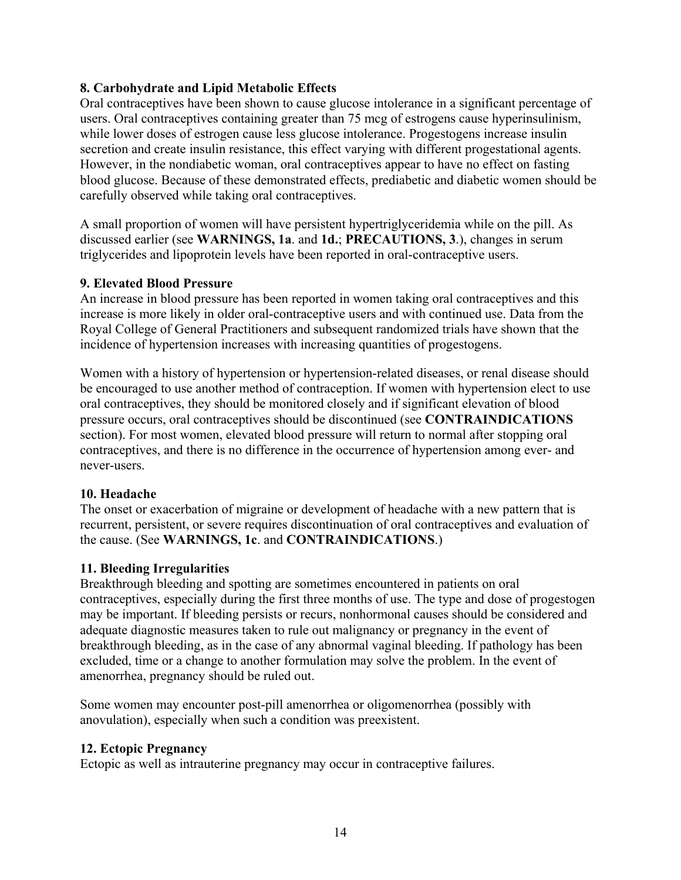**8. Carbohydrate and Lipid Metabolic Effects**

Oral contraceptives have been shown to cause glucose intolerance in a significant percentage of users. Oral contraceptives containing greater than 75 mcg of estrogens cause hyperinsulinism, while lower doses of estrogen cause less glucose intolerance. Progestogens increase insulin secretion and create insulin resistance, this effect varying with different progestational agents. However, in the nondiabetic woman, oral contraceptives appear to have no effect on fasting blood glucose. Because of these demonstrated effects, prediabetic and diabetic women should be carefully observed while taking oral contraceptives.

A small proportion of women will have persistent hypertriglyceridemia while on the pill. As discussed earlier (see **WARNINGS, 1a**. and **1d.**; **PRECAUTIONS, 3**.), changes in serum triglycerides and lipoprotein levels have been reported in oral-contraceptive users.

**9. Elevated Blood Pressure**

An increase in blood pressure has been reported in women taking oral contraceptives and this increase is more likely in older oral-contraceptive users and with continued use. Data from the Royal College of General Practitioners and subsequent randomized trials have shown that the incidence of hypertension increases with increasing quantities of progestogens.

Women with a history of hypertension or hypertension-related diseases, or renal disease should be encouraged to use another method of contraception. If women with hypertension elect to use oral contraceptives, they should be monitored closely and if significant elevation of blood pressure occurs, oral contraceptives should be discontinued (see **CONTRAINDICATIONS** section). For most women, elevated blood pressure will return to normal after stopping oral contraceptives, and there is no difference in the occurrence of hypertension among ever- and never-users.

**10. Headache**

The onset or exacerbation of migraine or development of headache with a new pattern that is recurrent, persistent, or severe requires discontinuation of oral contraceptives and evaluation of the cause. (See **WARNINGS, 1c**. and **CONTRAINDICATIONS**.)

**11. Bleeding Irregularities**

Breakthrough bleeding and spotting are sometimes encountered in patients on oral contraceptives, especially during the first three months of use. The type and dose of progestogen may be important. If bleeding persists or recurs, nonhormonal causes should be considered and adequate diagnostic measures taken to rule out malignancy or pregnancy in the event of breakthrough bleeding, as in the case of any abnormal vaginal bleeding. If pathology has been excluded, time or a change to another formulation may solve the problem. In the event of amenorrhea, pregnancy should be ruled out.

Some women may encounter post-pill amenorrhea or oligomenorrhea (possibly with anovulation), especially when such a condition was preexistent.

**12. Ectopic Pregnancy**

Ectopic as well as intrauterine pregnancy may occur in contraceptive failures.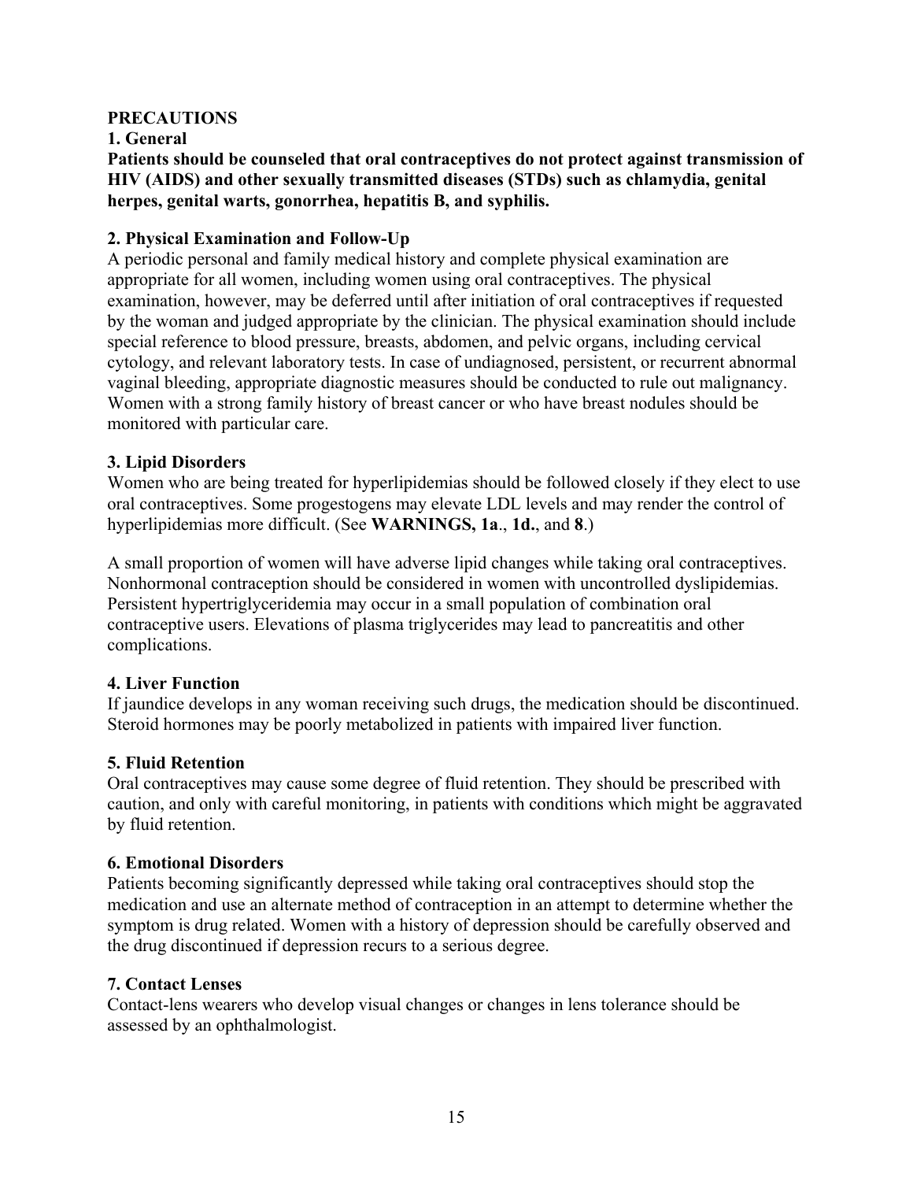## PRECAUTIONS

### 1. General

**Patients should be counseled that oral contraceptives do not protect against transmission of HIV (AIDS) and other sexually transmitted diseases (STDs) such as chlamydia, genital herpes, genital warts, gonorrhea, hepatitis B, and syphilis.**

### 2. Physical Examination and Follow-Up

A periodic personal and family medical history and complete physical examination are appropriate for all women, including women using oral contraceptives. The physical examination, however, may be deferred until after initiation of oral contraceptives if requested by the woman and judged appropriate by the clinician. The physical examination should include special reference to blood pressure, breasts, abdomen, and pelvic organs, including cervical cytology, and relevant laboratory tests. In case of undiagnosed, persistent, or recurrent abnormal vaginal bleeding, appropriate diagnostic measures should be conducted to rule out malignancy. Women with a strong family history of breast cancer or who have breast nodules should be monitored with particular care.

### 3. Lipid Disorders

Women who are being treated for hyperlipidemias should be followed closely if they elect to use oral contraceptives. Some progestogens may elevate LDL levels and may render the control of hyperlipidemias more difficult. (See **WARNINGS, 1a**., **1d.**, and **8**.)

A small proportion of women will have adverse lipid changes while taking oral contraceptives. Nonhormonal contraception should be considered in women with uncontrolled dyslipidemias. Persistent hypertriglyceridemia may occur in a small population of combination oral contraceptive users. Elevations of plasma triglycerides may lead to pancreatitis and other complications.

### 4. Liver Function

If jaundice develops in any woman receiving such drugs, the medication should be discontinued. Steroid hormones may be poorly metabolized in patients with impaired liver function.

### 5. Fluid Retention

Oral contraceptives may cause some degree of fluid retention. They should be prescribed with caution, and only with careful monitoring, in patients with conditions which might be aggravated by fluid retention.

### 6. Emotional Disorders

Patients becoming significantly depressed while taking oral contraceptives should stop the medication and use an alternate method of contraception in an attempt to determine whether the symptom is drug related. Women with a history of depression should be carefully observed and the drug discontinued if depression recurs to a serious degree.

### 7. Contact Lenses

Contact-lens wearers who develop visual changes or changes in lens tolerance should be assessed by an ophthalmologist.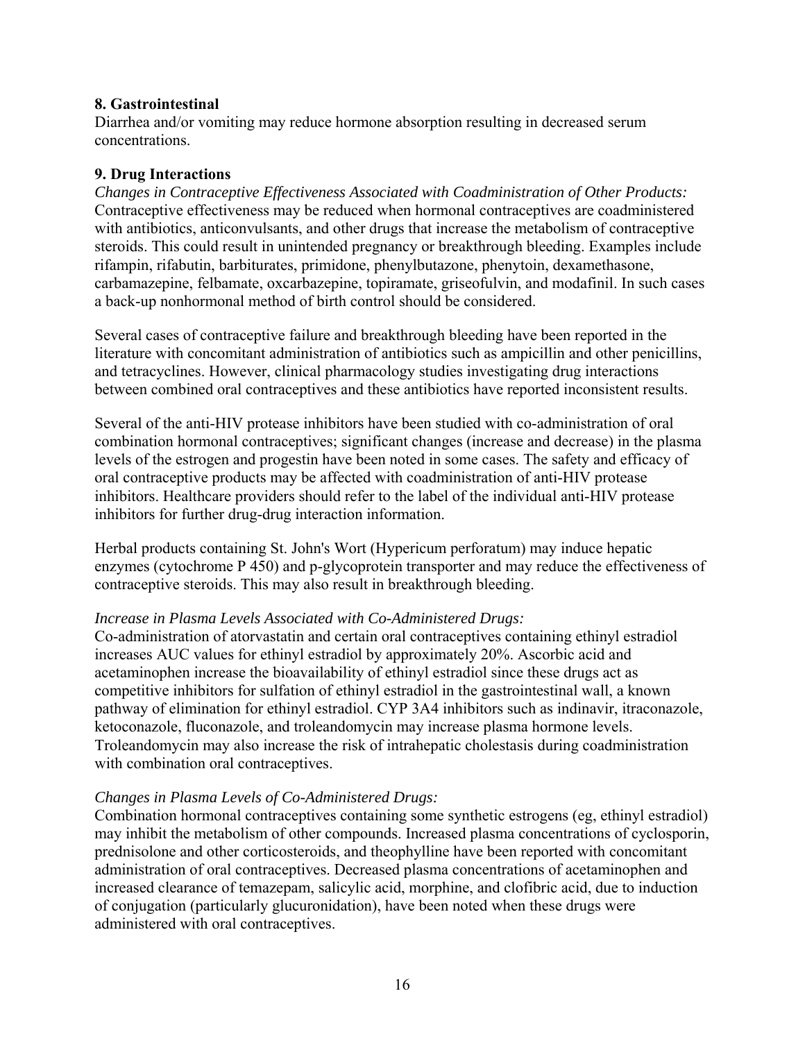**8. Gastrointestinal**

Diarrhea and/or vomiting may reduce hormone absorption resulting in decreased serum concentrations.

**9. Drug Interactions**

*Changes in Contraceptive Effectiveness Associated with Coadministration of Other Products:* Contraceptive effectiveness may be reduced when hormonal contraceptives are coadministered with antibiotics, anticonvulsants, and other drugs that increase the metabolism of contraceptive steroids. This could result in unintended pregnancy or breakthrough bleeding. Examples include rifampin, rifabutin, barbiturates, primidone, phenylbutazone, phenytoin, dexamethasone, carbamazepine, felbamate, oxcarbazepine, topiramate, griseofulvin, and modafinil. In such cases a back-up nonhormonal method of birth control should be considered.

Several cases of contraceptive failure and breakthrough bleeding have been reported in the literature with concomitant administration of antibiotics such as ampicillin and other penicillins, and tetracyclines. However, clinical pharmacology studies investigating drug interactions between combined oral contraceptives and these antibiotics have reported inconsistent results.

Several of the anti-HIV protease inhibitors have been studied with co-administration of oral combination hormonal contraceptives; significant changes (increase and decrease) in the plasma levels of the estrogen and progestin have been noted in some cases. The safety and efficacy of oral contraceptive products may be affected with coadministration of anti-HIV protease inhibitors. Healthcare providers should refer to the label of the individual anti-HIV protease inhibitors for further drug-drug interaction information.

Herbal products containing St. John's Wort (Hypericum perforatum) may induce hepatic enzymes (cytochrome P 450) and p-glycoprotein transporter and may reduce the effectiveness of contraceptive steroids. This may also result in breakthrough bleeding.

*Increase in Plasma Levels Associated with Co-Administered Drugs:*

Co-administration of atorvastatin and certain oral contraceptives containing ethinyl estradiol increases AUC values for ethinyl estradiol by approximately 20%. Ascorbic acid and acetaminophen increase the bioavailability of ethinyl estradiol since these drugs act as competitive inhibitors for sulfation of ethinyl estradiol in the gastrointestinal wall, a known pathway of elimination for ethinyl estradiol. CYP 3A4 inhibitors such as indinavir, itraconazole, ketoconazole, fluconazole, and troleandomycin may increase plasma hormone levels. Troleandomycin may also increase the risk of intrahepatic cholestasis during coadministration with combination oral contraceptives.

*Changes in Plasma Levels of Co-Administered Drugs:*

Combination hormonal contraceptives containing some synthetic estrogens (eg, ethinyl estradiol) may inhibit the metabolism of other compounds. Increased plasma concentrations of cyclosporin, prednisolone and other corticosteroids, and theophylline have been reported with concomitant administration of oral contraceptives. Decreased plasma concentrations of acetaminophen and increased clearance of temazepam, salicylic acid, morphine, and clofibric acid, due to induction of conjugation (particularly glucuronidation), have been noted when these drugs were administered with oral contraceptives.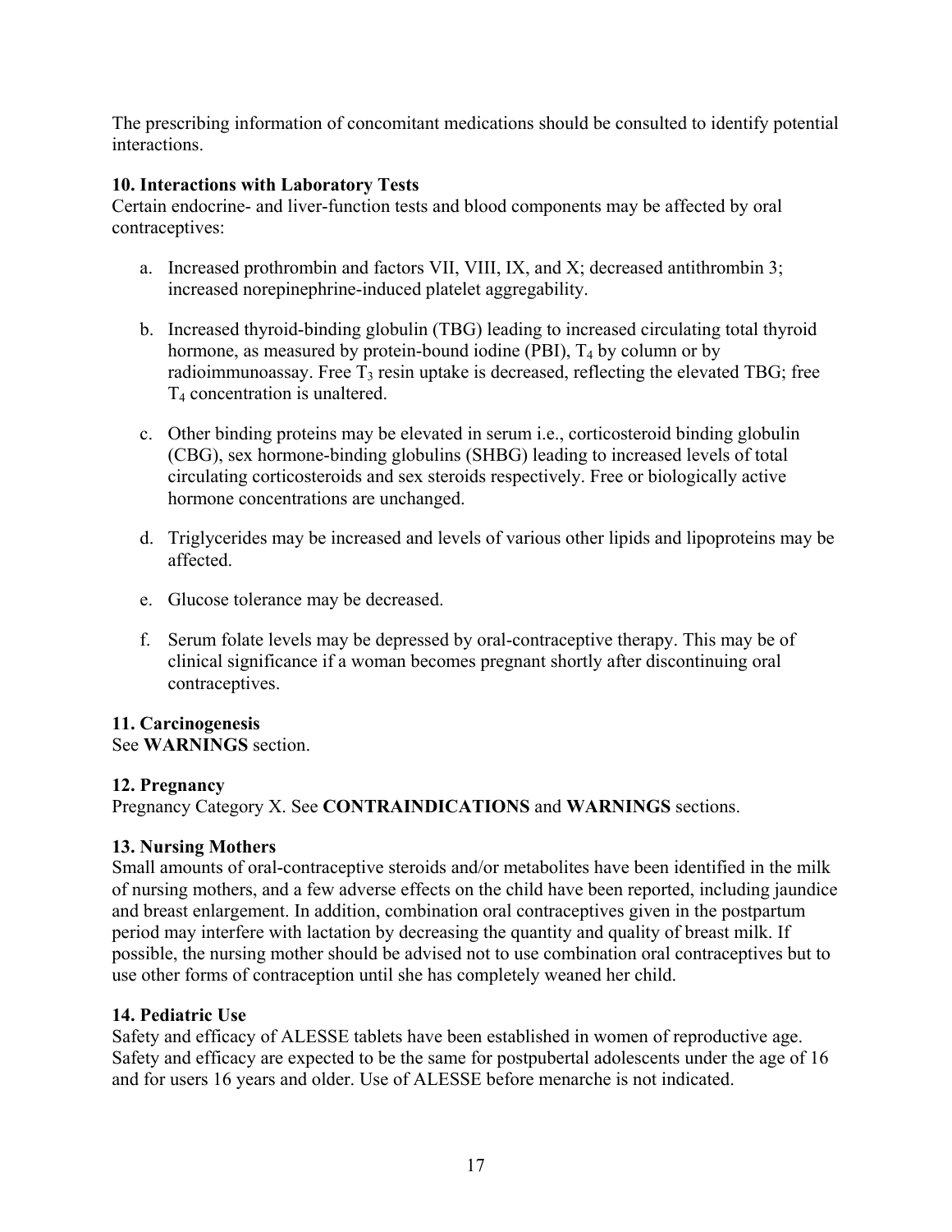The prescribing information of concomitant medications should be consulted to identify potential interactions.

**10. Interactions with Laboratory Tests**

Certain endocrine- and liver-function tests and blood components may be affected by oral contraceptives:

a. Increased prothrombin and factors VII, VIII, IX, and X; decreased antithrombin 3; increased norepinephrine-induced platelet aggregability.

b. Increased thyroid-binding globulin (TBG) leading to increased circulating total thyroid hormone, as measured by protein-bound iodine (PBI), $T_4$ by column or by radioimmunoassay. Free $T_3$ resin uptake is decreased, reflecting the elevated TBG; free $T_4$ concentration is unaltered.

c. Other binding proteins may be elevated in serum i.e., corticosteroid binding globulin (CBG), sex hormone-binding globulins (SHBG) leading to increased levels of total circulating corticosteroids and sex steroids respectively. Free or biologically active hormone concentrations are unchanged.

d. Triglycerides may be increased and levels of various other lipids and lipoproteins may be affected.

e. Glucose tolerance may be decreased.

f. Serum folate levels may be depressed by oral-contraceptive therapy. This may be of clinical significance if a woman becomes pregnant shortly after discontinuing oral contraceptives.

**11. Carcinogenesis**

See **WARNINGS** section.

**12. Pregnancy**

Pregnancy Category X. See **CONTRAINDICATIONS** and **WARNINGS** sections.

**13. Nursing Mothers**

Small amounts of oral-contraceptive steroids and/or metabolites have been identified in the milk of nursing mothers, and a few adverse effects on the child have been reported, including jaundice and breast enlargement. In addition, combination oral contraceptives given in the postpartum period may interfere with lactation by decreasing the quantity and quality of breast milk. If possible, the nursing mother should be advised not to use combination oral contraceptives but to use other forms of contraception until she has completely weaned her child.

**14. Pediatric Use**

Safety and efficacy of ALESSE tablets have been established in women of reproductive age. Safety and efficacy are expected to be the same for postpubertal adolescents under the age of 16 and for users 16 years and older. Use of ALESSE before menarche is not indicated.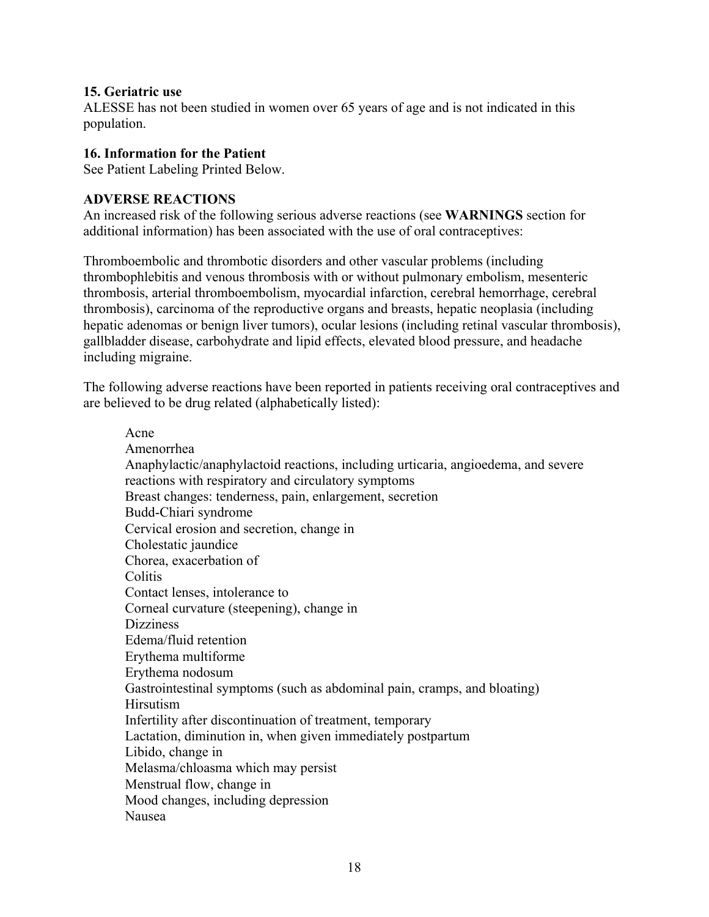**15. Geriatric use**
ALESSE has not been studied in women over 65 years of age and is not indicated in this population.

**16. Information for the Patient**
See Patient Labeling Printed Below.

## ADVERSE REACTIONS

An increased risk of the following serious adverse reactions (see **WARNINGS** section for additional information) has been associated with the use of oral contraceptives:

Thromboembolic and thrombotic disorders and other vascular problems (including thrombophlebitis and venous thrombosis with or without pulmonary embolism, mesenteric thrombosis, arterial thromboembolism, myocardial infarction, cerebral hemorrhage, cerebral thrombosis), carcinoma of the reproductive organs and breasts, hepatic neoplasia (including hepatic adenomas or benign liver tumors), ocular lesions (including retinal vascular thrombosis), gallbladder disease, carbohydrate and lipid effects, elevated blood pressure, and headache including migraine.

The following adverse reactions have been reported in patients receiving oral contraceptives and are believed to be drug related (alphabetically listed):

- Acne
- Amenorrhea
- Anaphylactic/anaphylactoid reactions, including urticaria, angioedema, and severe reactions with respiratory and circulatory symptoms
- Breast changes: tenderness, pain, enlargement, secretion
- Budd-Chiari syndrome
- Cervical erosion and secretion, change in
- Cholestatic jaundice
- Chorea, exacerbation of
- Colitis
- Contact lenses, intolerance to
- Corneal curvature (steepening), change in
- Dizziness
- Edema/fluid retention
- Erythema multiforme
- Erythema nodosum
- Gastrointestinal symptoms (such as abdominal pain, cramps, and bloating)
- Hirsutism
- Infertility after discontinuation of treatment, temporary
- Lactation, diminution in, when given immediately postpartum
- Libido, change in
- Melasma/chloasma which may persist
- Menstrual flow, change in
- Mood changes, including depression
- Nausea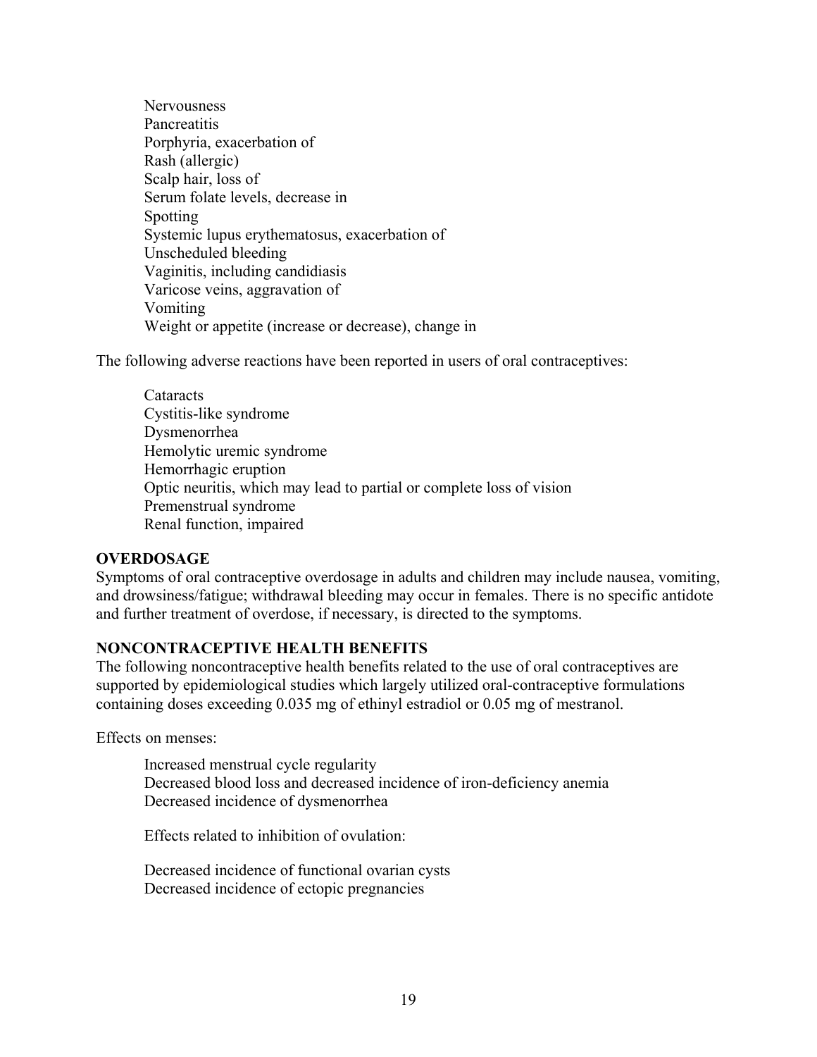Nervousness
Pancreatitis
Porphyria, exacerbation of
Rash (allergic)
Scalp hair, loss of
Serum folate levels, decrease in
Spotting
Systemic lupus erythematosus, exacerbation of
Unscheduled bleeding
Vaginitis, including candidiasis
Varicose veins, aggravation of
Vomiting
Weight or appetite (increase or decrease), change in

The following adverse reactions have been reported in users of oral contraceptives:

Cataracts
Cystitis-like syndrome
Dysmenorrhea
Hemolytic uremic syndrome
Hemorrhagic eruption
Optic neuritis, which may lead to partial or complete loss of vision
Premenstrual syndrome
Renal function, impaired

**OVERDOSAGE**

Symptoms of oral contraceptive overdosage in adults and children may include nausea, vomiting, and drowsiness/fatigue; withdrawal bleeding may occur in females. There is no specific antidote and further treatment of overdose, if necessary, is directed to the symptoms.

**NONCONTRACEPTIVE HEALTH BENEFITS**

The following noncontraceptive health benefits related to the use of oral contraceptives are supported by epidemiological studies which largely utilized oral-contraceptive formulations containing doses exceeding 0.035 mg of ethinyl estradiol or 0.05 mg of mestranol.

Effects on menses:

Increased menstrual cycle regularity
Decreased blood loss and decreased incidence of iron-deficiency anemia
Decreased incidence of dysmenorrhea

Effects related to inhibition of ovulation:

Decreased incidence of functional ovarian cysts
Decreased incidence of ectopic pregnancies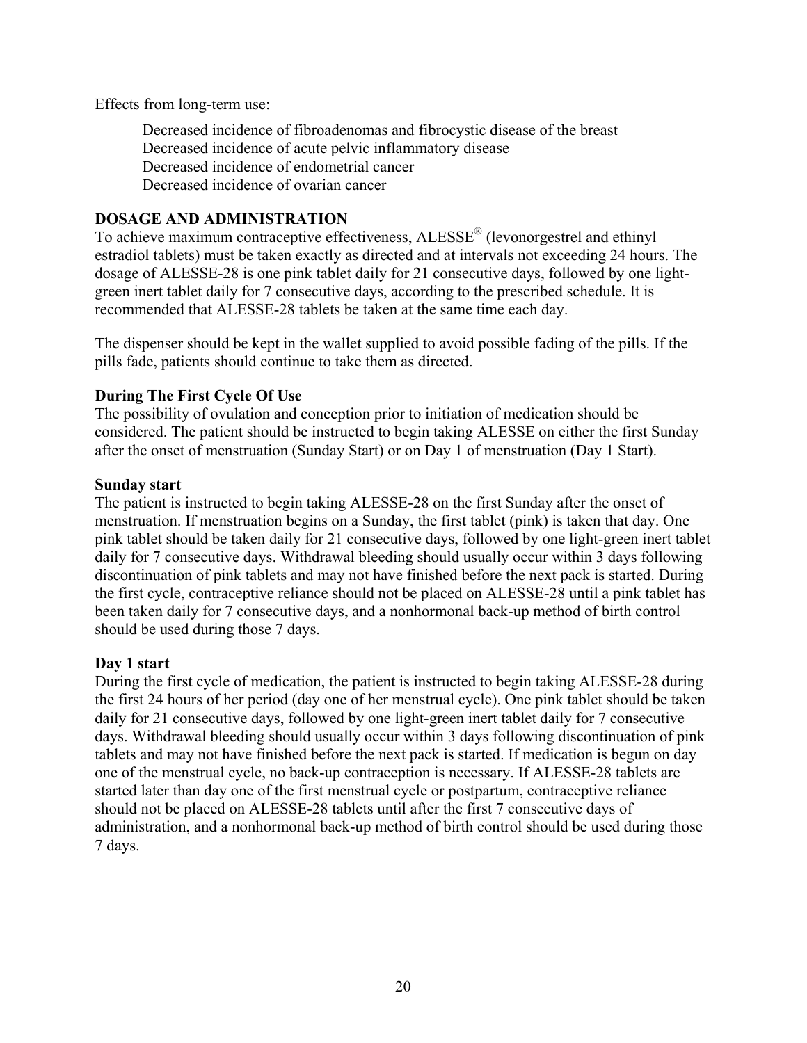Effects from long-term use:

Decreased incidence of fibroadenomas and fibrocystic disease of the breast
Decreased incidence of acute pelvic inflammatory disease
Decreased incidence of endometrial cancer
Decreased incidence of ovarian cancer

**DOSAGE AND ADMINISTRATION**

To achieve maximum contraceptive effectiveness, ALESSE® (levonorgestrel and ethinyl estradiol tablets) must be taken exactly as directed and at intervals not exceeding 24 hours. The dosage of ALESSE-28 is one pink tablet daily for 21 consecutive days, followed by one light-green inert tablet daily for 7 consecutive days, according to the prescribed schedule. It is recommended that ALESSE-28 tablets be taken at the same time each day.

The dispenser should be kept in the wallet supplied to avoid possible fading of the pills. If the pills fade, patients should continue to take them as directed.

**During The First Cycle Of Use**

The possibility of ovulation and conception prior to initiation of medication should be considered. The patient should be instructed to begin taking ALESSE on either the first Sunday after the onset of menstruation (Sunday Start) or on Day 1 of menstruation (Day 1 Start).

**Sunday start**

The patient is instructed to begin taking ALESSE-28 on the first Sunday after the onset of menstruation. If menstruation begins on a Sunday, the first tablet (pink) is taken that day. One pink tablet should be taken daily for 21 consecutive days, followed by one light-green inert tablet daily for 7 consecutive days. Withdrawal bleeding should usually occur within 3 days following discontinuation of pink tablets and may not have finished before the next pack is started. During the first cycle, contraceptive reliance should not be placed on ALESSE-28 until a pink tablet has been taken daily for 7 consecutive days, and a nonhormonal back-up method of birth control should be used during those 7 days.

**Day 1 start**

During the first cycle of medication, the patient is instructed to begin taking ALESSE-28 during the first 24 hours of her period (day one of her menstrual cycle). One pink tablet should be taken daily for 21 consecutive days, followed by one light-green inert tablet daily for 7 consecutive days. Withdrawal bleeding should usually occur within 3 days following discontinuation of pink tablets and may not have finished before the next pack is started. If medication is begun on day one of the menstrual cycle, no back-up contraception is necessary. If ALESSE-28 tablets are started later than day one of the first menstrual cycle or postpartum, contraceptive reliance should not be placed on ALESSE-28 tablets until after the first 7 consecutive days of administration, and a nonhormonal back-up method of birth control should be used during those 7 days.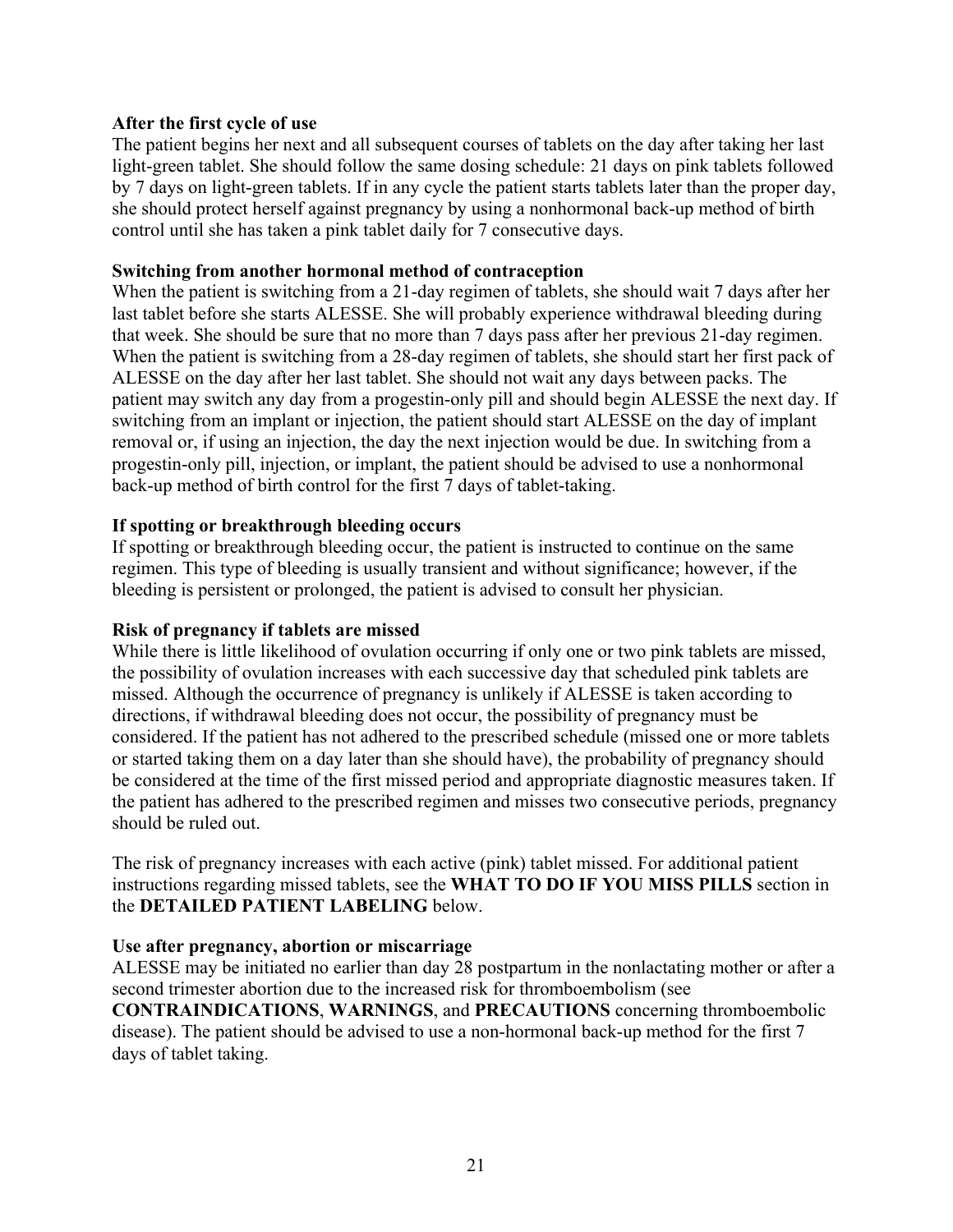**After the first cycle of use**

The patient begins her next and all subsequent courses of tablets on the day after taking her last light-green tablet. She should follow the same dosing schedule: 21 days on pink tablets followed by 7 days on light-green tablets. If in any cycle the patient starts tablets later than the proper day, she should protect herself against pregnancy by using a nonhormonal back-up method of birth control until she has taken a pink tablet daily for 7 consecutive days.

**Switching from another hormonal method of contraception**

When the patient is switching from a 21-day regimen of tablets, she should wait 7 days after her last tablet before she starts ALESSE. She will probably experience withdrawal bleeding during that week. She should be sure that no more than 7 days pass after her previous 21-day regimen. When the patient is switching from a 28-day regimen of tablets, she should start her first pack of ALESSE on the day after her last tablet. She should not wait any days between packs. The patient may switch any day from a progestin-only pill and should begin ALESSE the next day. If switching from an implant or injection, the patient should start ALESSE on the day of implant removal or, if using an injection, the day the next injection would be due. In switching from a progestin-only pill, injection, or implant, the patient should be advised to use a nonhormonal back-up method of birth control for the first 7 days of tablet-taking.

**If spotting or breakthrough bleeding occurs**

If spotting or breakthrough bleeding occur, the patient is instructed to continue on the same regimen. This type of bleeding is usually transient and without significance; however, if the bleeding is persistent or prolonged, the patient is advised to consult her physician.

**Risk of pregnancy if tablets are missed**

While there is little likelihood of ovulation occurring if only one or two pink tablets are missed, the possibility of ovulation increases with each successive day that scheduled pink tablets are missed. Although the occurrence of pregnancy is unlikely if ALESSE is taken according to directions, if withdrawal bleeding does not occur, the possibility of pregnancy must be considered. If the patient has not adhered to the prescribed schedule (missed one or more tablets or started taking them on a day later than she should have), the probability of pregnancy should be considered at the time of the first missed period and appropriate diagnostic measures taken. If the patient has adhered to the prescribed regimen and misses two consecutive periods, pregnancy should be ruled out.

The risk of pregnancy increases with each active (pink) tablet missed. For additional patient instructions regarding missed tablets, see the **WHAT TO DO IF YOU MISS PILLS** section in the **DETAILED PATIENT LABELING** below.

**Use after pregnancy, abortion or miscarriage**

ALESSE may be initiated no earlier than day 28 postpartum in the nonlactating mother or after a second trimester abortion due to the increased risk for thromboembolism (see **CONTRAINDICATIONS**, **WARNINGS**, and **PRECAUTIONS** concerning thromboembolic disease). The patient should be advised to use a non-hormonal back-up method for the first 7 days of tablet taking.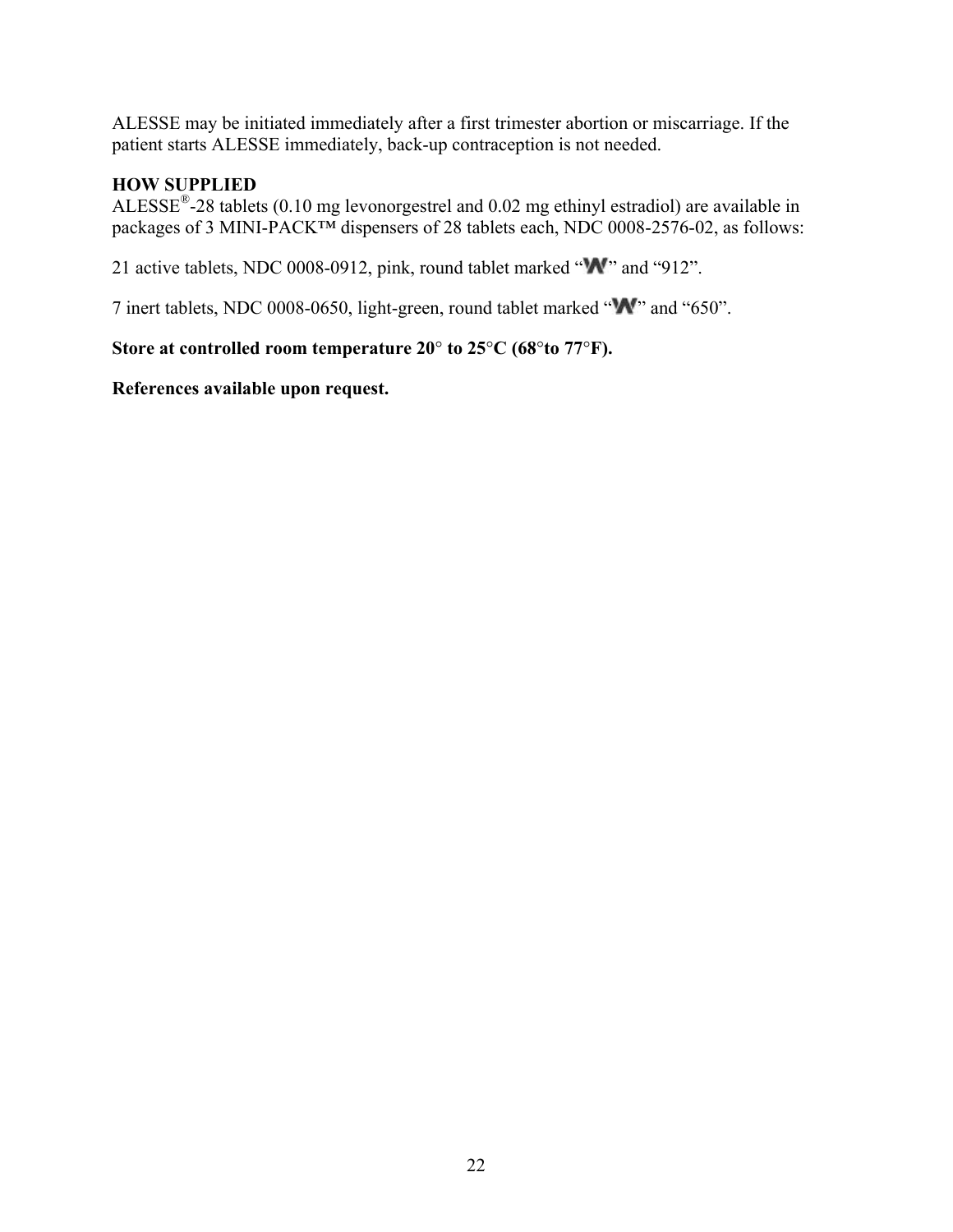ALESSE may be initiated immediately after a first trimester abortion or miscarriage. If the patient starts ALESSE immediately, back-up contraception is not needed.

**HOW SUPPLIED**

ALESSE®-28 tablets (0.10 mg levonorgestrel and 0.02 mg ethinyl estradiol) are available in packages of 3 MINI-PACK™ dispensers of 28 tablets each, NDC 0008-2576-02, as follows:

21 active tablets, NDC 0008-0912, pink, round tablet marked "W" and "912".

7 inert tablets, NDC 0008-0650, light-green, round tablet marked "W" and "650".

**Store at controlled room temperature 20° to 25°C (68°to 77°F).**

**References available upon request.**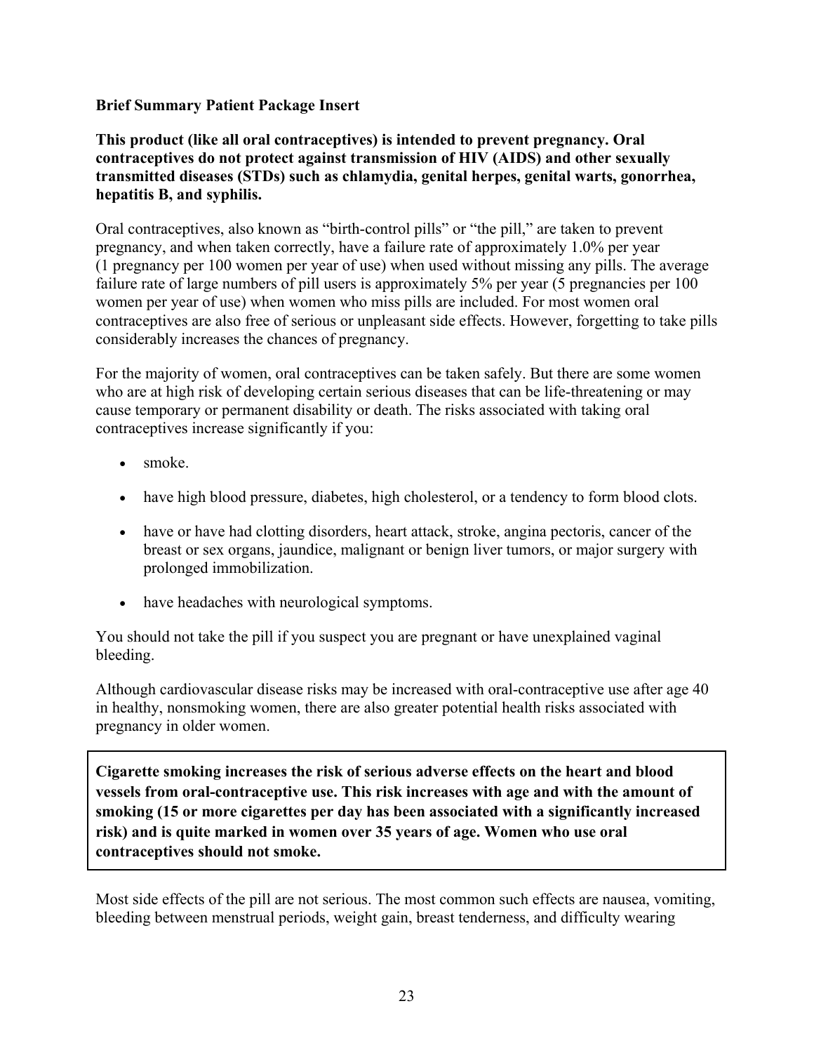**Brief Summary Patient Package Insert**

**This product (like all oral contraceptives) is intended to prevent pregnancy. Oral contraceptives do not protect against transmission of HIV (AIDS) and other sexually transmitted diseases (STDs) such as chlamydia, genital herpes, genital warts, gonorrhea, hepatitis B, and syphilis.**

Oral contraceptives, also known as "birth-control pills" or "the pill," are taken to prevent pregnancy, and when taken correctly, have a failure rate of approximately 1.0% per year (1 pregnancy per 100 women per year of use) when used without missing any pills. The average failure rate of large numbers of pill users is approximately 5% per year (5 pregnancies per 100 women per year of use) when women who miss pills are included. For most women oral contraceptives are also free of serious or unpleasant side effects. However, forgetting to take pills considerably increases the chances of pregnancy.

For the majority of women, oral contraceptives can be taken safely. But there are some women who are at high risk of developing certain serious diseases that can be life-threatening or may cause temporary or permanent disability or death. The risks associated with taking oral contraceptives increase significantly if you:

- smoke.
- have high blood pressure, diabetes, high cholesterol, or a tendency to form blood clots.
- have or have had clotting disorders, heart attack, stroke, angina pectoris, cancer of the breast or sex organs, jaundice, malignant or benign liver tumors, or major surgery with prolonged immobilization.
- have headaches with neurological symptoms.

You should not take the pill if you suspect you are pregnant or have unexplained vaginal bleeding.

Although cardiovascular disease risks may be increased with oral-contraceptive use after age 40 in healthy, nonsmoking women, there are also greater potential health risks associated with pregnancy in older women.

**Cigarette smoking increases the risk of serious adverse effects on the heart and blood vessels from oral-contraceptive use. This risk increases with age and with the amount of smoking (15 or more cigarettes per day has been associated with a significantly increased risk) and is quite marked in women over 35 years of age. Women who use oral contraceptives should not smoke.**

Most side effects of the pill are not serious. The most common such effects are nausea, vomiting, bleeding between menstrual periods, weight gain, breast tenderness, and difficulty wearing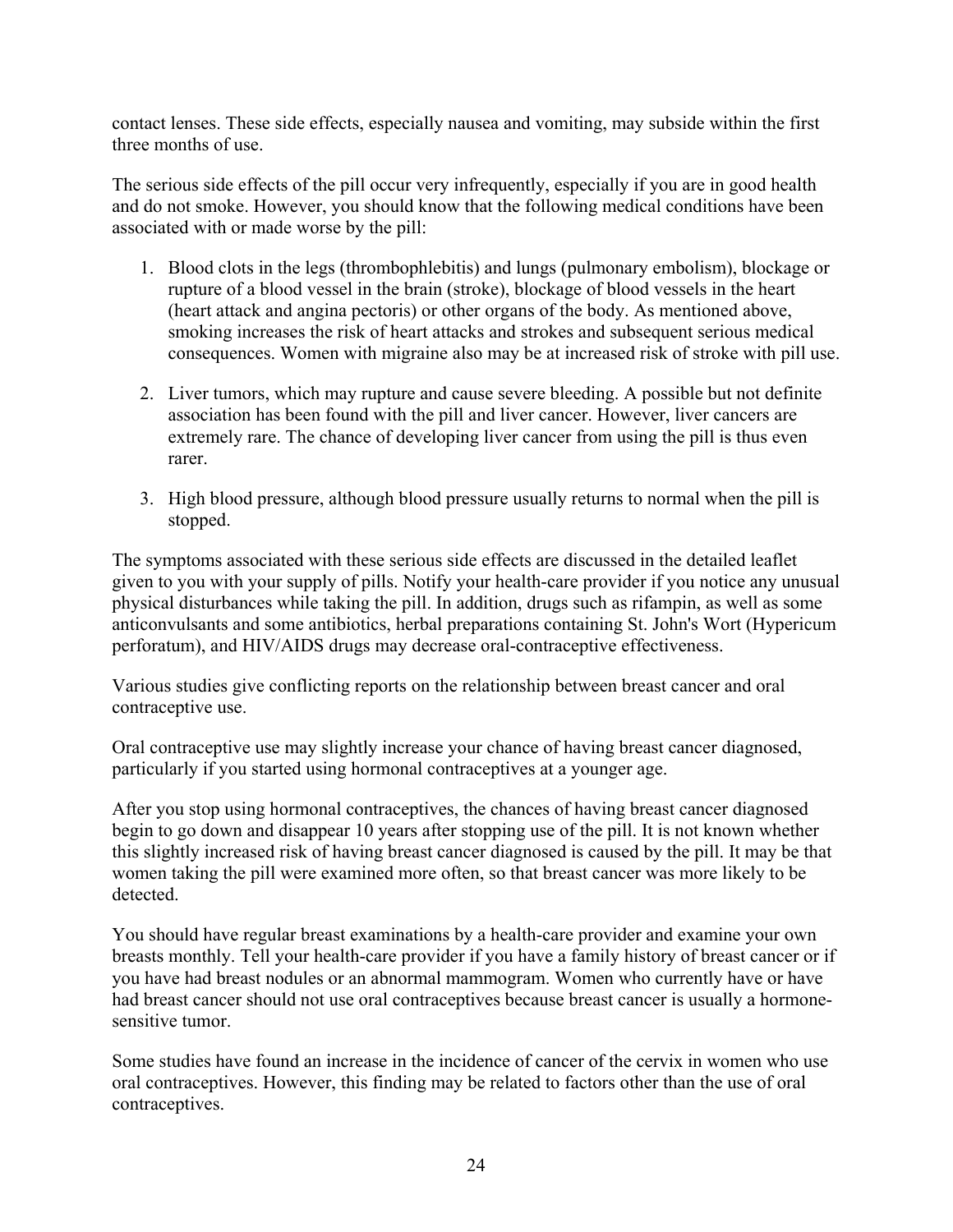contact lenses. These side effects, especially nausea and vomiting, may subside within the first three months of use.

The serious side effects of the pill occur very infrequently, especially if you are in good health and do not smoke. However, you should know that the following medical conditions have been associated with or made worse by the pill:

1. Blood clots in the legs (thrombophlebitis) and lungs (pulmonary embolism), blockage or rupture of a blood vessel in the brain (stroke), blockage of blood vessels in the heart (heart attack and angina pectoris) or other organs of the body. As mentioned above, smoking increases the risk of heart attacks and strokes and subsequent serious medical consequences. Women with migraine also may be at increased risk of stroke with pill use.

2. Liver tumors, which may rupture and cause severe bleeding. A possible but not definite association has been found with the pill and liver cancer. However, liver cancers are extremely rare. The chance of developing liver cancer from using the pill is thus even rarer.

3. High blood pressure, although blood pressure usually returns to normal when the pill is stopped.

The symptoms associated with these serious side effects are discussed in the detailed leaflet given to you with your supply of pills. Notify your health-care provider if you notice any unusual physical disturbances while taking the pill. In addition, drugs such as rifampin, as well as some anticonvulsants and some antibiotics, herbal preparations containing St. John's Wort (Hypericum perforatum), and HIV/AIDS drugs may decrease oral-contraceptive effectiveness.

Various studies give conflicting reports on the relationship between breast cancer and oral contraceptive use.

Oral contraceptive use may slightly increase your chance of having breast cancer diagnosed, particularly if you started using hormonal contraceptives at a younger age.

After you stop using hormonal contraceptives, the chances of having breast cancer diagnosed begin to go down and disappear 10 years after stopping use of the pill. It is not known whether this slightly increased risk of having breast cancer diagnosed is caused by the pill. It may be that women taking the pill were examined more often, so that breast cancer was more likely to be detected.

You should have regular breast examinations by a health-care provider and examine your own breasts monthly. Tell your health-care provider if you have a family history of breast cancer or if you have had breast nodules or an abnormal mammogram. Women who currently have or have had breast cancer should not use oral contraceptives because breast cancer is usually a hormone-sensitive tumor.

Some studies have found an increase in the incidence of cancer of the cervix in women who use oral contraceptives. However, this finding may be related to factors other than the use of oral contraceptives.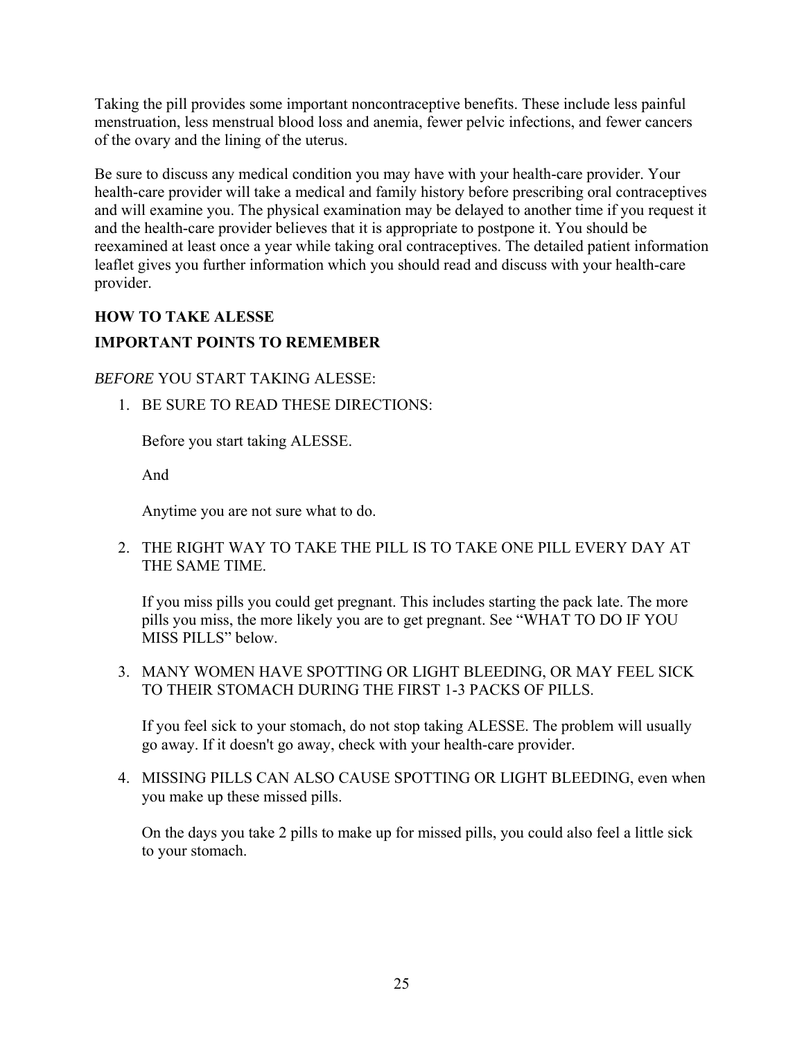Taking the pill provides some important noncontraceptive benefits. These include less painful menstruation, less menstrual blood loss and anemia, fewer pelvic infections, and fewer cancers of the ovary and the lining of the uterus.

Be sure to discuss any medical condition you may have with your health-care provider. Your health-care provider will take a medical and family history before prescribing oral contraceptives and will examine you. The physical examination may be delayed to another time if you request it and the health-care provider believes that it is appropriate to postpone it. You should be reexamined at least once a year while taking oral contraceptives. The detailed patient information leaflet gives you further information which you should read and discuss with your health-care provider.

**HOW TO TAKE ALESSE**

**IMPORTANT POINTS TO REMEMBER**

*BEFORE* YOU START TAKING ALESSE:

1. BE SURE TO READ THESE DIRECTIONS:

   Before you start taking ALESSE.

   And

   Anytime you are not sure what to do.

2. THE RIGHT WAY TO TAKE THE PILL IS TO TAKE ONE PILL EVERY DAY AT THE SAME TIME.

   If you miss pills you could get pregnant. This includes starting the pack late. The more pills you miss, the more likely you are to get pregnant. See "WHAT TO DO IF YOU MISS PILLS" below.

3. MANY WOMEN HAVE SPOTTING OR LIGHT BLEEDING, OR MAY FEEL SICK TO THEIR STOMACH DURING THE FIRST 1-3 PACKS OF PILLS.

   If you feel sick to your stomach, do not stop taking ALESSE. The problem will usually go away. If it doesn't go away, check with your health-care provider.

4. MISSING PILLS CAN ALSO CAUSE SPOTTING OR LIGHT BLEEDING, even when you make up these missed pills.

   On the days you take 2 pills to make up for missed pills, you could also feel a little sick to your stomach.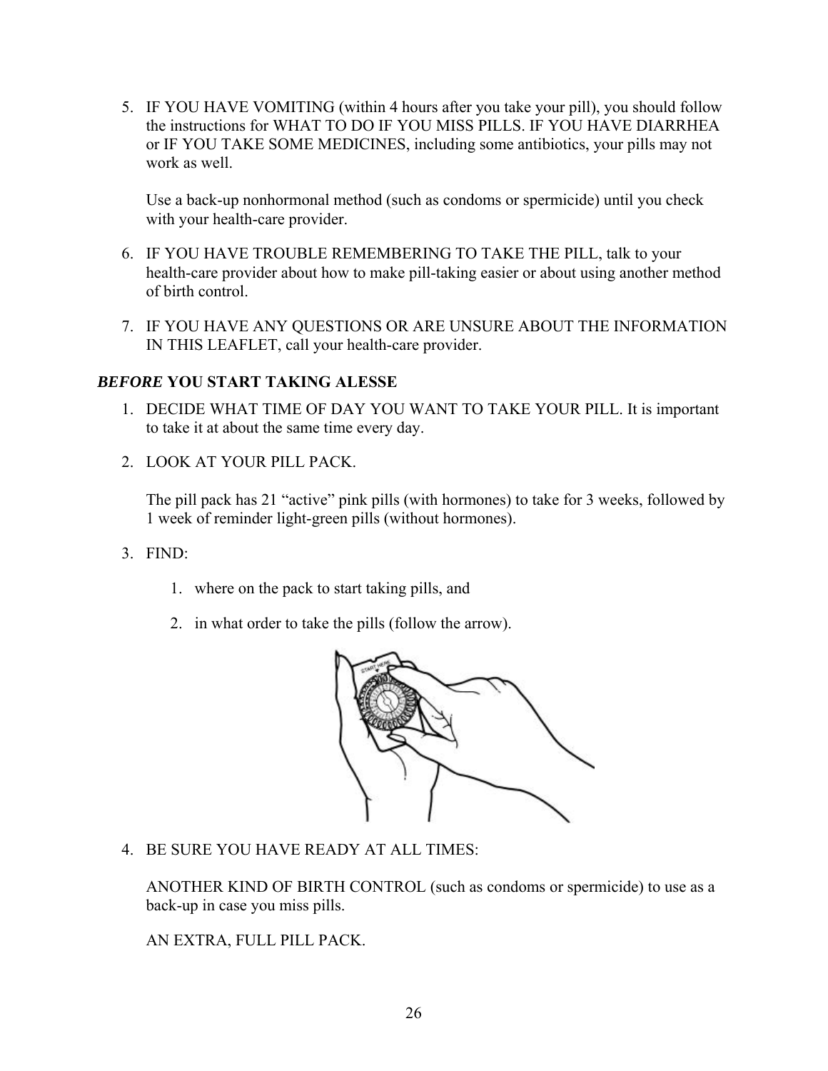5. IF YOU HAVE VOMITING (within 4 hours after you take your pill), you should follow the instructions for WHAT TO DO IF YOU MISS PILLS. IF YOU HAVE DIARRHEA or IF YOU TAKE SOME MEDICINES, including some antibiotics, your pills may not work as well.

   Use a back-up nonhormonal method (such as condoms or spermicide) until you check with your health-care provider.

6. IF YOU HAVE TROUBLE REMEMBERING TO TAKE THE PILL, talk to your health-care provider about how to make pill-taking easier or about using another method of birth control.

7. IF YOU HAVE ANY QUESTIONS OR ARE UNSURE ABOUT THE INFORMATION IN THIS LEAFLET, call your health-care provider.

### ***BEFORE*** **YOU START TAKING ALESSE**

1. DECIDE WHAT TIME OF DAY YOU WANT TO TAKE YOUR PILL. It is important to take it at about the same time every day.

2. LOOK AT YOUR PILL PACK.

   The pill pack has 21 "active" pink pills (with hormones) to take for 3 weeks, followed by 1 week of reminder light-green pills (without hormones).

3. FIND:

   1. where on the pack to start taking pills, and

   2. in what order to take the pills (follow the arrow).

4. BE SURE YOU HAVE READY AT ALL TIMES:

   ANOTHER KIND OF BIRTH CONTROL (such as condoms or spermicide) to use as a back-up in case you miss pills.

   AN EXTRA, FULL PILL PACK.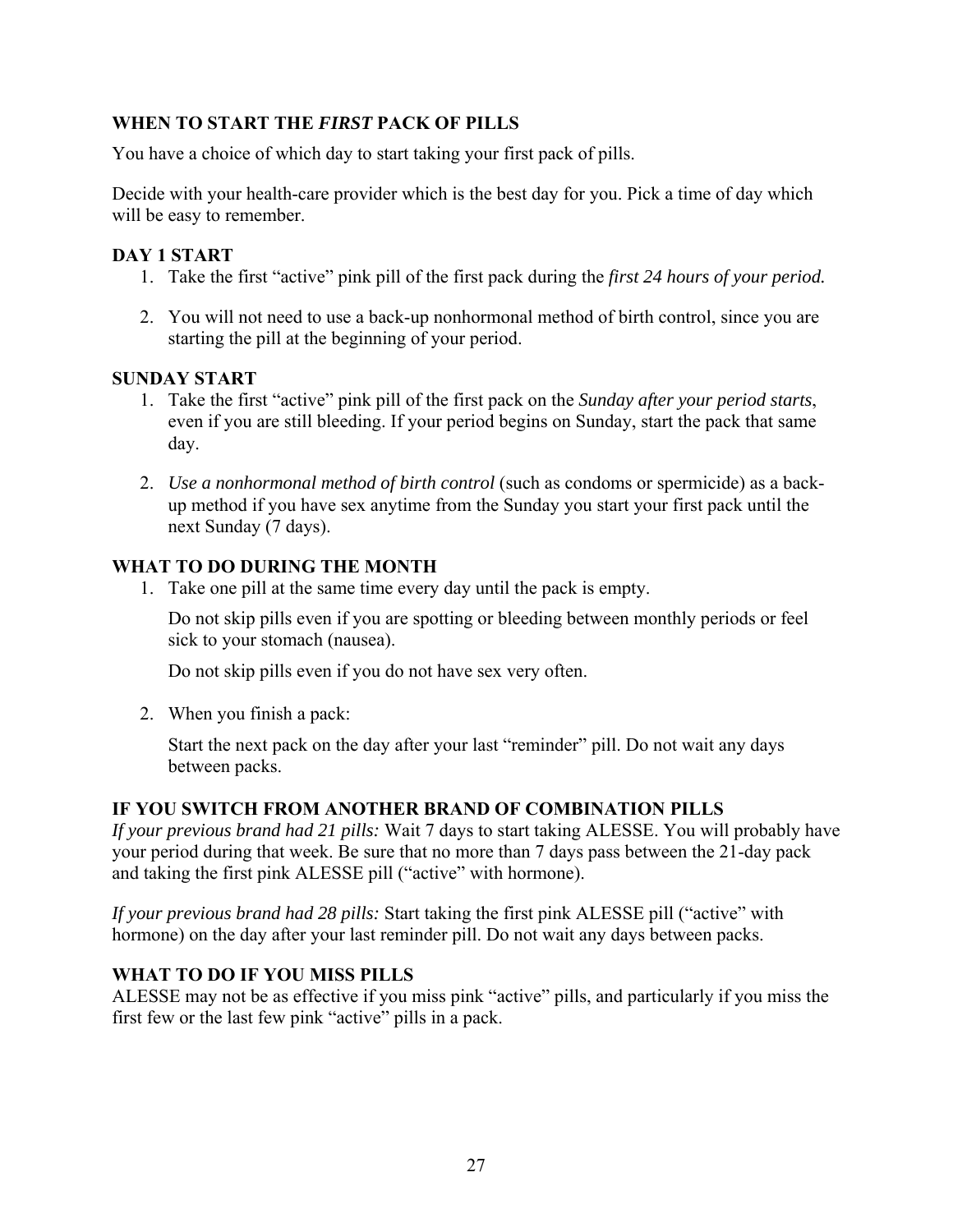## WHEN TO START THE *FIRST* PACK OF PILLS

You have a choice of which day to start taking your first pack of pills.

Decide with your health-care provider which is the best day for you. Pick a time of day which will be easy to remember.

### DAY 1 START

1. Take the first "active" pink pill of the first pack during the *first 24 hours of your period.*

2. You will not need to use a back-up nonhormonal method of birth control, since you are starting the pill at the beginning of your period.

### SUNDAY START

1. Take the first "active" pink pill of the first pack on the *Sunday after your period starts*, even if you are still bleeding. If your period begins on Sunday, start the pack that same day.

2. *Use a nonhormonal method of birth control* (such as condoms or spermicide) as a back-up method if you have sex anytime from the Sunday you start your first pack until the next Sunday (7 days).

### WHAT TO DO DURING THE MONTH

1. Take one pill at the same time every day until the pack is empty.

   Do not skip pills even if you are spotting or bleeding between monthly periods or feel sick to your stomach (nausea).

   Do not skip pills even if you do not have sex very often.

2. When you finish a pack:

   Start the next pack on the day after your last "reminder" pill. Do not wait any days between packs.

### IF YOU SWITCH FROM ANOTHER BRAND OF COMBINATION PILLS

*If your previous brand had 21 pills:* Wait 7 days to start taking ALESSE. You will probably have your period during that week. Be sure that no more than 7 days pass between the 21-day pack and taking the first pink ALESSE pill ("active" with hormone).

*If your previous brand had 28 pills:* Start taking the first pink ALESSE pill ("active" with hormone) on the day after your last reminder pill. Do not wait any days between packs.

### WHAT TO DO IF YOU MISS PILLS

ALESSE may not be as effective if you miss pink "active" pills, and particularly if you miss the first few or the last few pink "active" pills in a pack.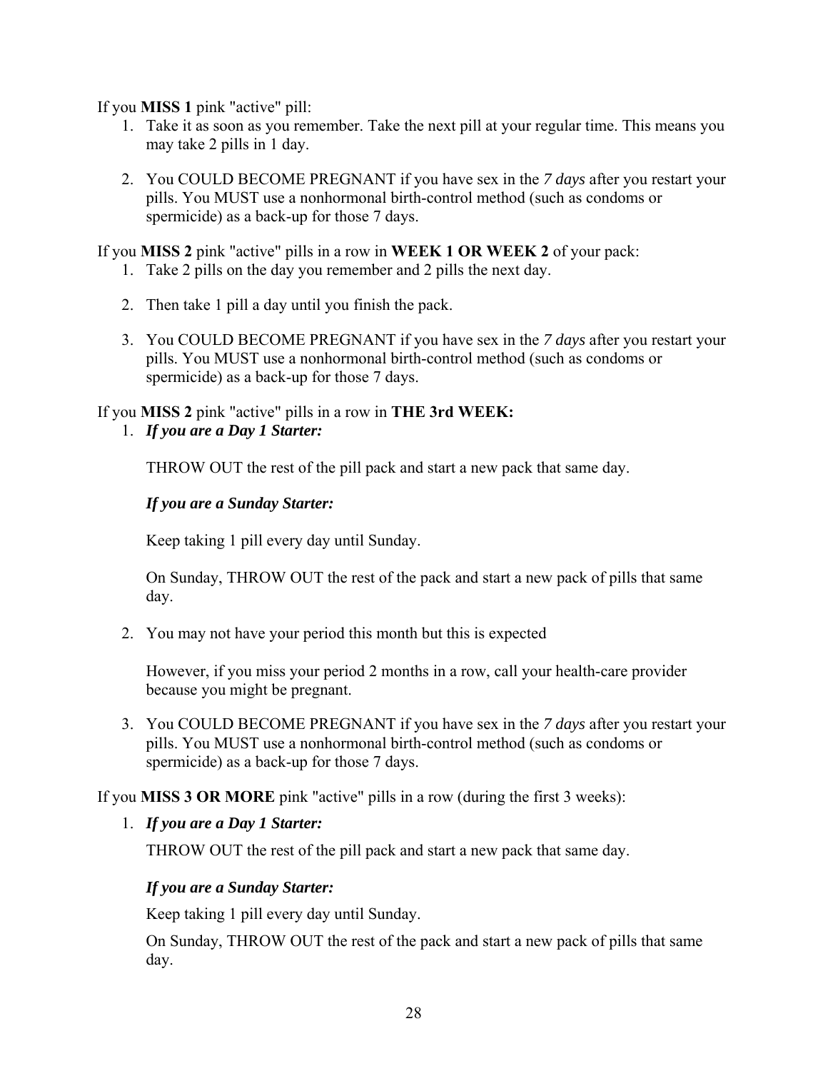If you **MISS 1** pink "active" pill:

1. Take it as soon as you remember. Take the next pill at your regular time. This means you may take 2 pills in 1 day.

2. You COULD BECOME PREGNANT if you have sex in the *7 days* after you restart your pills. You MUST use a nonhormonal birth-control method (such as condoms or spermicide) as a back-up for those 7 days.

If you **MISS 2** pink "active" pills in a row in **WEEK 1 OR WEEK 2** of your pack:

1. Take 2 pills on the day you remember and 2 pills the next day.

2. Then take 1 pill a day until you finish the pack.

3. You COULD BECOME PREGNANT if you have sex in the *7 days* after you restart your pills. You MUST use a nonhormonal birth-control method (such as condoms or spermicide) as a back-up for those 7 days.

If you **MISS 2** pink "active" pills in a row in **THE 3rd WEEK:**

1. ***If you are a Day 1 Starter:***

   THROW OUT the rest of the pill pack and start a new pack that same day.

   ***If you are a Sunday Starter:***

   Keep taking 1 pill every day until Sunday.

   On Sunday, THROW OUT the rest of the pack and start a new pack of pills that same day.

2. You may not have your period this month but this is expected

   However, if you miss your period 2 months in a row, call your health-care provider because you might be pregnant.

3. You COULD BECOME PREGNANT if you have sex in the *7 days* after you restart your pills. You MUST use a nonhormonal birth-control method (such as condoms or spermicide) as a back-up for those 7 days.

If you **MISS 3 OR MORE** pink "active" pills in a row (during the first 3 weeks):

1. ***If you are a Day 1 Starter:***

   THROW OUT the rest of the pill pack and start a new pack that same day.

   ***If you are a Sunday Starter:***

   Keep taking 1 pill every day until Sunday.

   On Sunday, THROW OUT the rest of the pack and start a new pack of pills that same day.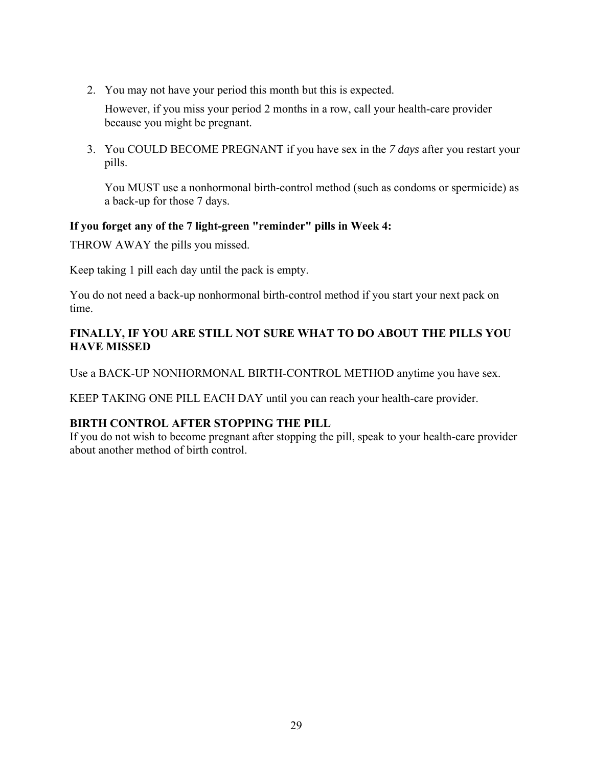2. You may not have your period this month but this is expected.

   However, if you miss your period 2 months in a row, call your health-care provider because you might be pregnant.

3. You COULD BECOME PREGNANT if you have sex in the *7 days* after you restart your pills.

   You MUST use a nonhormonal birth-control method (such as condoms or spermicide) as a back-up for those 7 days.

**If you forget any of the 7 light-green "reminder" pills in Week 4:**

THROW AWAY the pills you missed.

Keep taking 1 pill each day until the pack is empty.

You do not need a back-up nonhormonal birth-control method if you start your next pack on time.

**FINALLY, IF YOU ARE STILL NOT SURE WHAT TO DO ABOUT THE PILLS YOU HAVE MISSED**

Use a BACK-UP NONHORMONAL BIRTH-CONTROL METHOD anytime you have sex.

KEEP TAKING ONE PILL EACH DAY until you can reach your health-care provider.

**BIRTH CONTROL AFTER STOPPING THE PILL**

If you do not wish to become pregnant after stopping the pill, speak to your health-care provider about another method of birth control.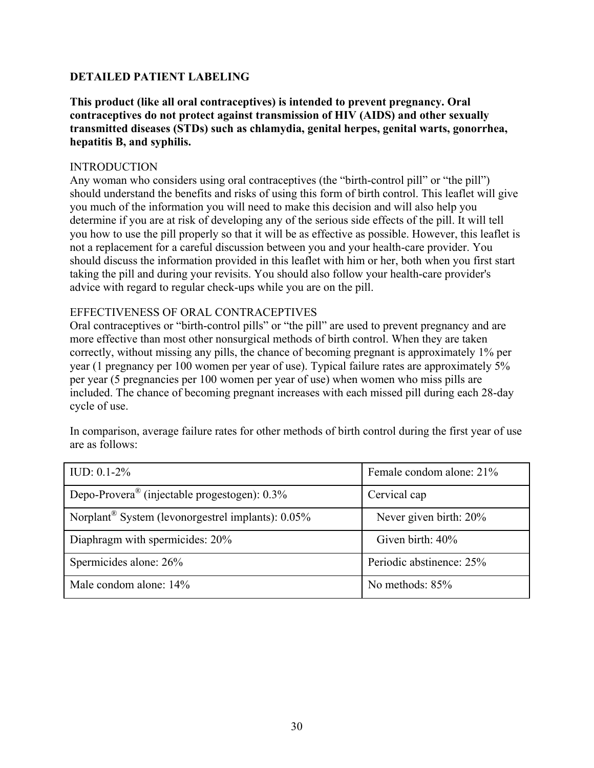## DETAILED PATIENT LABELING

**This product (like all oral contraceptives) is intended to prevent pregnancy. Oral contraceptives do not protect against transmission of HIV (AIDS) and other sexually transmitted diseases (STDs) such as chlamydia, genital herpes, genital warts, gonorrhea, hepatitis B, and syphilis.**

### INTRODUCTION

Any woman who considers using oral contraceptives (the "birth-control pill" or "the pill") should understand the benefits and risks of using this form of birth control. This leaflet will give you much of the information you will need to make this decision and will also help you determine if you are at risk of developing any of the serious side effects of the pill. It will tell you how to use the pill properly so that it will be as effective as possible. However, this leaflet is not a replacement for a careful discussion between you and your health-care provider. You should discuss the information provided in this leaflet with him or her, both when you first start taking the pill and during your revisits. You should also follow your health-care provider's advice with regard to regular check-ups while you are on the pill.

### EFFECTIVENESS OF ORAL CONTRACEPTIVES

Oral contraceptives or "birth-control pills" or "the pill" are used to prevent pregnancy and are more effective than most other nonsurgical methods of birth control. When they are taken correctly, without missing any pills, the chance of becoming pregnant is approximately 1% per year (1 pregnancy per 100 women per year of use). Typical failure rates are approximately 5% per year (5 pregnancies per 100 women per year of use) when women who miss pills are included. The chance of becoming pregnant increases with each missed pill during each 28-day cycle of use.

In comparison, average failure rates for other methods of birth control during the first year of use are as follows:

| | |
|---|---|
| IUD: 0.1-2% | Female condom alone: 21% |
| Depo-Provera® (injectable progestogen): 0.3% | Cervical cap |
| Norplant® System (levonorgestrel implants): 0.05% | Never given birth: 20% |
| Diaphragm with spermicides: 20% | Given birth: 40% |
| Spermicides alone: 26% | Periodic abstinence: 25% |
| Male condom alone: 14% | No methods: 85% |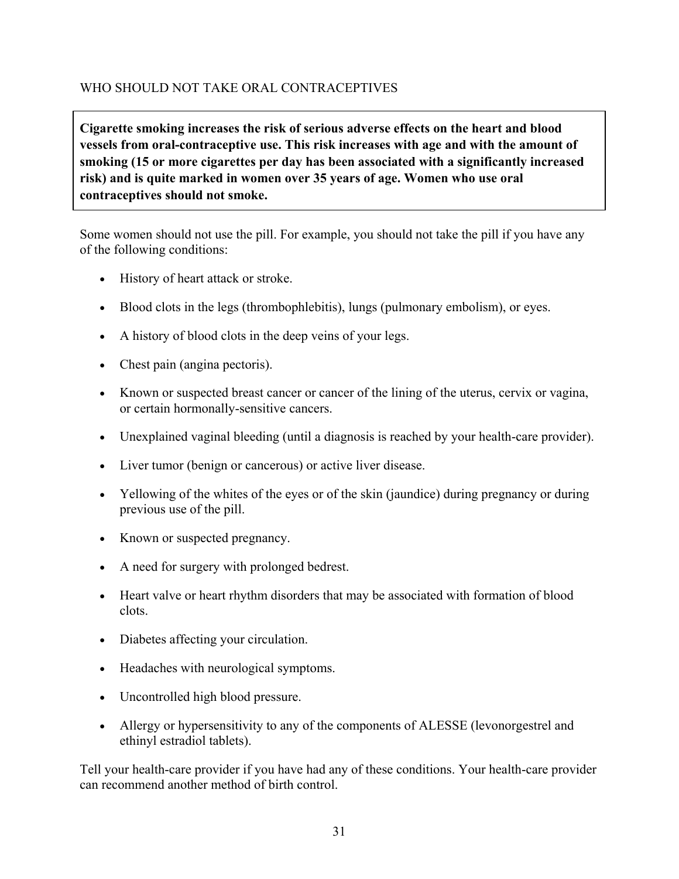## WHO SHOULD NOT TAKE ORAL CONTRACEPTIVES

**Cigarette smoking increases the risk of serious adverse effects on the heart and blood vessels from oral-contraceptive use. This risk increases with age and with the amount of smoking (15 or more cigarettes per day has been associated with a significantly increased risk) and is quite marked in women over 35 years of age. Women who use oral contraceptives should not smoke.**

Some women should not use the pill. For example, you should not take the pill if you have any of the following conditions:

- History of heart attack or stroke.
- Blood clots in the legs (thrombophlebitis), lungs (pulmonary embolism), or eyes.
- A history of blood clots in the deep veins of your legs.
- Chest pain (angina pectoris).
- Known or suspected breast cancer or cancer of the lining of the uterus, cervix or vagina, or certain hormonally-sensitive cancers.
- Unexplained vaginal bleeding (until a diagnosis is reached by your health-care provider).
- Liver tumor (benign or cancerous) or active liver disease.
- Yellowing of the whites of the eyes or of the skin (jaundice) during pregnancy or during previous use of the pill.
- Known or suspected pregnancy.
- A need for surgery with prolonged bedrest.
- Heart valve or heart rhythm disorders that may be associated with formation of blood clots.
- Diabetes affecting your circulation.
- Headaches with neurological symptoms.
- Uncontrolled high blood pressure.
- Allergy or hypersensitivity to any of the components of ALESSE (levonorgestrel and ethinyl estradiol tablets).

Tell your health-care provider if you have had any of these conditions. Your health-care provider can recommend another method of birth control.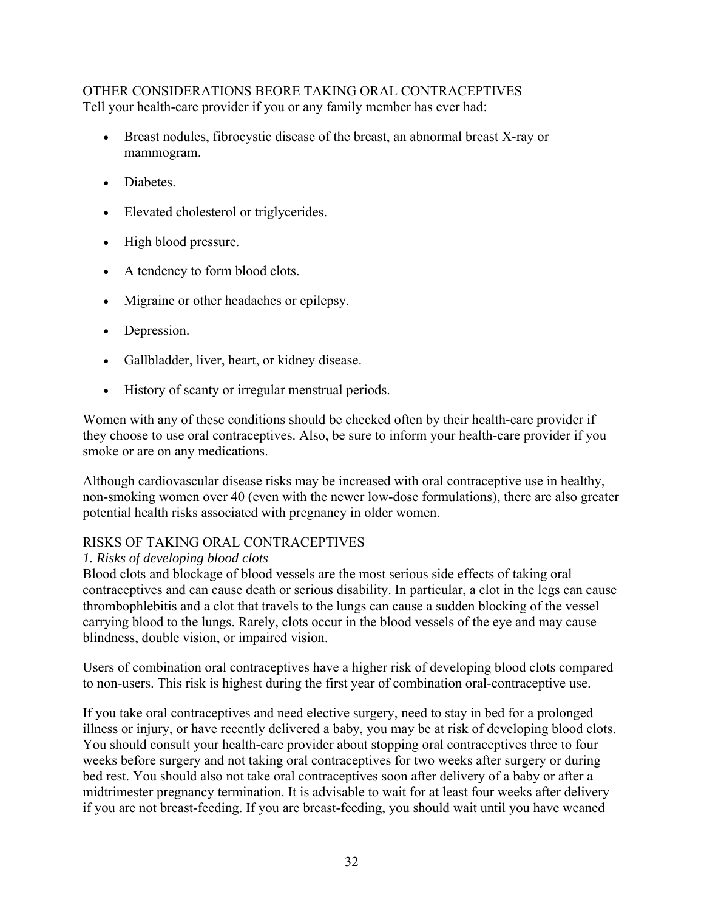OTHER CONSIDERATIONS BEORE TAKING ORAL CONTRACEPTIVES
Tell your health-care provider if you or any family member has ever had:

- Breast nodules, fibrocystic disease of the breast, an abnormal breast X-ray or mammogram.
- Diabetes.
- Elevated cholesterol or triglycerides.
- High blood pressure.
- A tendency to form blood clots.
- Migraine or other headaches or epilepsy.
- Depression.
- Gallbladder, liver, heart, or kidney disease.
- History of scanty or irregular menstrual periods.

Women with any of these conditions should be checked often by their health-care provider if they choose to use oral contraceptives. Also, be sure to inform your health-care provider if you smoke or are on any medications.

Although cardiovascular disease risks may be increased with oral contraceptive use in healthy, non-smoking women over 40 (even with the newer low-dose formulations), there are also greater potential health risks associated with pregnancy in older women.

RISKS OF TAKING ORAL CONTRACEPTIVES
*1. Risks of developing blood clots*
Blood clots and blockage of blood vessels are the most serious side effects of taking oral contraceptives and can cause death or serious disability. In particular, a clot in the legs can cause thrombophlebitis and a clot that travels to the lungs can cause a sudden blocking of the vessel carrying blood to the lungs. Rarely, clots occur in the blood vessels of the eye and may cause blindness, double vision, or impaired vision.

Users of combination oral contraceptives have a higher risk of developing blood clots compared to non-users. This risk is highest during the first year of combination oral-contraceptive use.

If you take oral contraceptives and need elective surgery, need to stay in bed for a prolonged illness or injury, or have recently delivered a baby, you may be at risk of developing blood clots. You should consult your health-care provider about stopping oral contraceptives three to four weeks before surgery and not taking oral contraceptives for two weeks after surgery or during bed rest. You should also not take oral contraceptives soon after delivery of a baby or after a midtrimester pregnancy termination. It is advisable to wait for at least four weeks after delivery if you are not breast-feeding. If you are breast-feeding, you should wait until you have weaned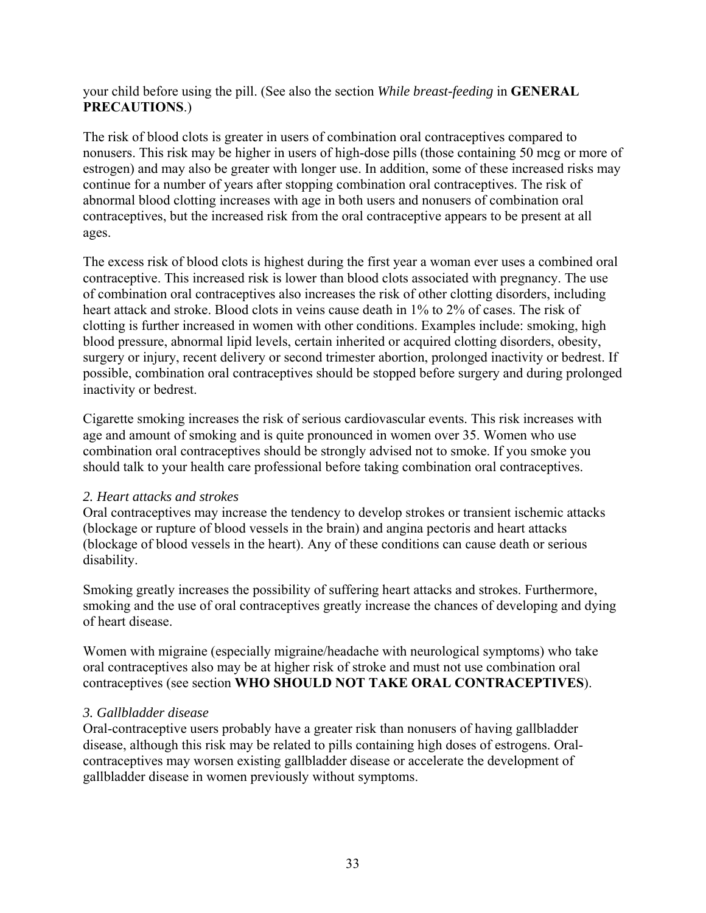your child before using the pill. (See also the section *While breast-feeding* in **GENERAL PRECAUTIONS**.)

The risk of blood clots is greater in users of combination oral contraceptives compared to nonusers. This risk may be higher in users of high-dose pills (those containing 50 mcg or more of estrogen) and may also be greater with longer use. In addition, some of these increased risks may continue for a number of years after stopping combination oral contraceptives. The risk of abnormal blood clotting increases with age in both users and nonusers of combination oral contraceptives, but the increased risk from the oral contraceptive appears to be present at all ages.

The excess risk of blood clots is highest during the first year a woman ever uses a combined oral contraceptive. This increased risk is lower than blood clots associated with pregnancy. The use of combination oral contraceptives also increases the risk of other clotting disorders, including heart attack and stroke. Blood clots in veins cause death in 1% to 2% of cases. The risk of clotting is further increased in women with other conditions. Examples include: smoking, high blood pressure, abnormal lipid levels, certain inherited or acquired clotting disorders, obesity, surgery or injury, recent delivery or second trimester abortion, prolonged inactivity or bedrest. If possible, combination oral contraceptives should be stopped before surgery and during prolonged inactivity or bedrest.

Cigarette smoking increases the risk of serious cardiovascular events. This risk increases with age and amount of smoking and is quite pronounced in women over 35. Women who use combination oral contraceptives should be strongly advised not to smoke. If you smoke you should talk to your health care professional before taking combination oral contraceptives.

*2. Heart attacks and strokes*

Oral contraceptives may increase the tendency to develop strokes or transient ischemic attacks (blockage or rupture of blood vessels in the brain) and angina pectoris and heart attacks (blockage of blood vessels in the heart). Any of these conditions can cause death or serious disability.

Smoking greatly increases the possibility of suffering heart attacks and strokes. Furthermore, smoking and the use of oral contraceptives greatly increase the chances of developing and dying of heart disease.

Women with migraine (especially migraine/headache with neurological symptoms) who take oral contraceptives also may be at higher risk of stroke and must not use combination oral contraceptives (see section **WHO SHOULD NOT TAKE ORAL CONTRACEPTIVES**).

*3. Gallbladder disease*

Oral-contraceptive users probably have a greater risk than nonusers of having gallbladder disease, although this risk may be related to pills containing high doses of estrogens. Oral-contraceptives may worsen existing gallbladder disease or accelerate the development of gallbladder disease in women previously without symptoms.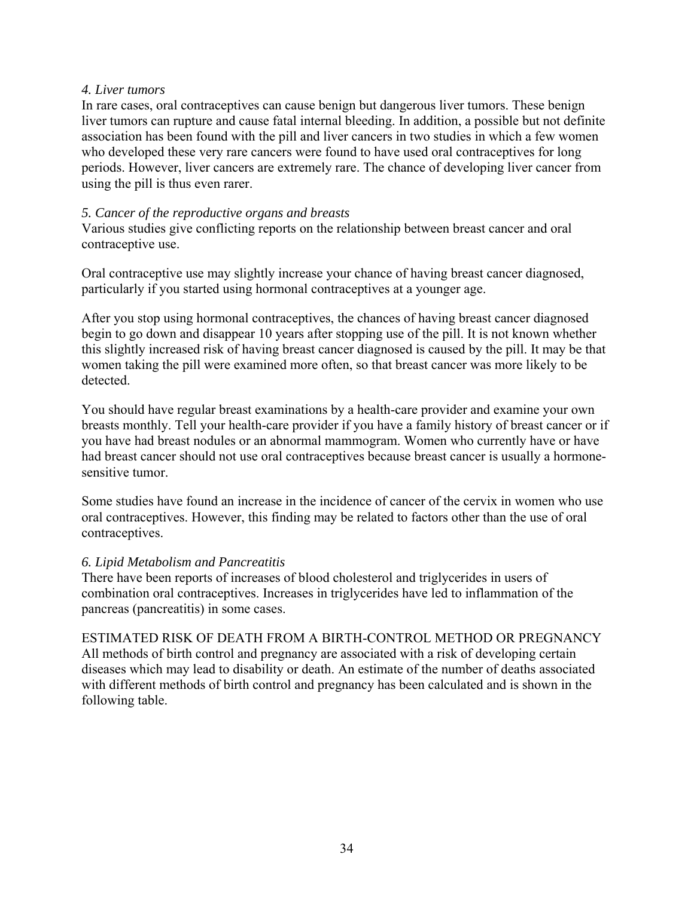*4. Liver tumors*

In rare cases, oral contraceptives can cause benign but dangerous liver tumors. These benign liver tumors can rupture and cause fatal internal bleeding. In addition, a possible but not definite association has been found with the pill and liver cancers in two studies in which a few women who developed these very rare cancers were found to have used oral contraceptives for long periods. However, liver cancers are extremely rare. The chance of developing liver cancer from using the pill is thus even rarer.

*5. Cancer of the reproductive organs and breasts*

Various studies give conflicting reports on the relationship between breast cancer and oral contraceptive use.

Oral contraceptive use may slightly increase your chance of having breast cancer diagnosed, particularly if you started using hormonal contraceptives at a younger age.

After you stop using hormonal contraceptives, the chances of having breast cancer diagnosed begin to go down and disappear 10 years after stopping use of the pill. It is not known whether this slightly increased risk of having breast cancer diagnosed is caused by the pill. It may be that women taking the pill were examined more often, so that breast cancer was more likely to be detected.

You should have regular breast examinations by a health-care provider and examine your own breasts monthly. Tell your health-care provider if you have a family history of breast cancer or if you have had breast nodules or an abnormal mammogram. Women who currently have or have had breast cancer should not use oral contraceptives because breast cancer is usually a hormone-sensitive tumor.

Some studies have found an increase in the incidence of cancer of the cervix in women who use oral contraceptives. However, this finding may be related to factors other than the use of oral contraceptives.

*6. Lipid Metabolism and Pancreatitis*

There have been reports of increases of blood cholesterol and triglycerides in users of combination oral contraceptives. Increases in triglycerides have led to inflammation of the pancreas (pancreatitis) in some cases.

ESTIMATED RISK OF DEATH FROM A BIRTH-CONTROL METHOD OR PREGNANCY

All methods of birth control and pregnancy are associated with a risk of developing certain diseases which may lead to disability or death. An estimate of the number of deaths associated with different methods of birth control and pregnancy has been calculated and is shown in the following table.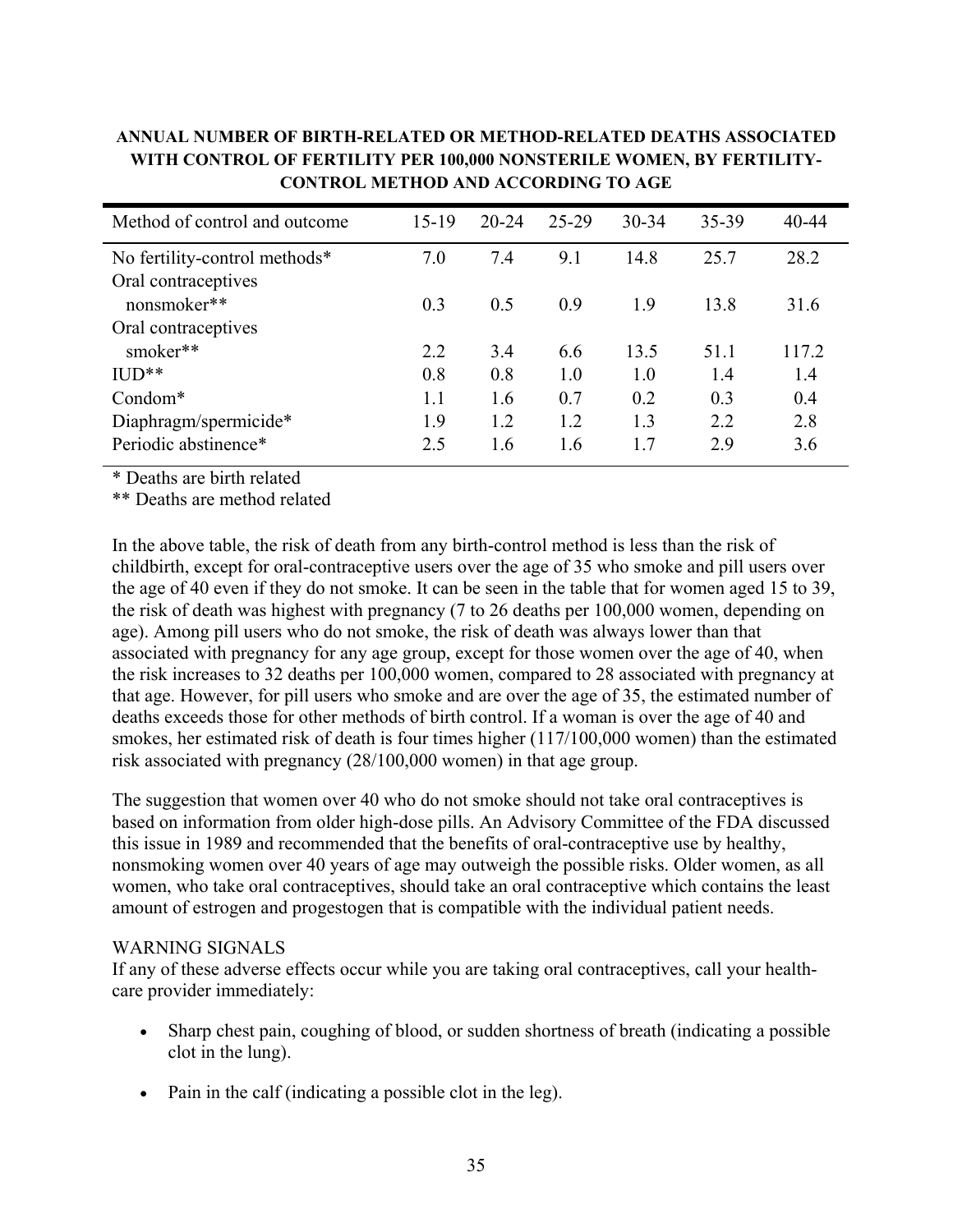**ANNUAL NUMBER OF BIRTH-RELATED OR METHOD-RELATED DEATHS ASSOCIATED WITH CONTROL OF FERTILITY PER 100,000 NONSTERILE WOMEN, BY FERTILITY-CONTROL METHOD AND ACCORDING TO AGE**

| Method of control and outcome | 15-19 | 20-24 | 25-29 | 30-34 | 35-39 | 40-44 |
|---|---|---|---|---|---|---|
| No fertility-control methods* | 7.0 | 7.4 | 9.1 | 14.8 | 25.7 | 28.2 |
| Oral contraceptives nonsmoker** | 0.3 | 0.5 | 0.9 | 1.9 | 13.8 | 31.6 |
| Oral contraceptives smoker** | 2.2 | 3.4 | 6.6 | 13.5 | 51.1 | 117.2 |
| IUD** | 0.8 | 0.8 | 1.0 | 1.0 | 1.4 | 1.4 |
| Condom* | 1.1 | 1.6 | 0.7 | 0.2 | 0.3 | 0.4 |
| Diaphragm/spermicide* | 1.9 | 1.2 | 1.2 | 1.3 | 2.2 | 2.8 |
| Periodic abstinence* | 2.5 | 1.6 | 1.6 | 1.7 | 2.9 | 3.6 |

* Deaths are birth related

** Deaths are method related

In the above table, the risk of death from any birth-control method is less than the risk of childbirth, except for oral-contraceptive users over the age of 35 who smoke and pill users over the age of 40 even if they do not smoke. It can be seen in the table that for women aged 15 to 39, the risk of death was highest with pregnancy (7 to 26 deaths per 100,000 women, depending on age). Among pill users who do not smoke, the risk of death was always lower than that associated with pregnancy for any age group, except for those women over the age of 40, when the risk increases to 32 deaths per 100,000 women, compared to 28 associated with pregnancy at that age. However, for pill users who smoke and are over the age of 35, the estimated number of deaths exceeds those for other methods of birth control. If a woman is over the age of 40 and smokes, her estimated risk of death is four times higher (117/100,000 women) than the estimated risk associated with pregnancy (28/100,000 women) in that age group.

The suggestion that women over 40 who do not smoke should not take oral contraceptives is based on information from older high-dose pills. An Advisory Committee of the FDA discussed this issue in 1989 and recommended that the benefits of oral-contraceptive use by healthy, nonsmoking women over 40 years of age may outweigh the possible risks. Older women, as all women, who take oral contraceptives, should take an oral contraceptive which contains the least amount of estrogen and progestogen that is compatible with the individual patient needs.

WARNING SIGNALS

If any of these adverse effects occur while you are taking oral contraceptives, call your health-care provider immediately:

- Sharp chest pain, coughing of blood, or sudden shortness of breath (indicating a possible clot in the lung).
- Pain in the calf (indicating a possible clot in the leg).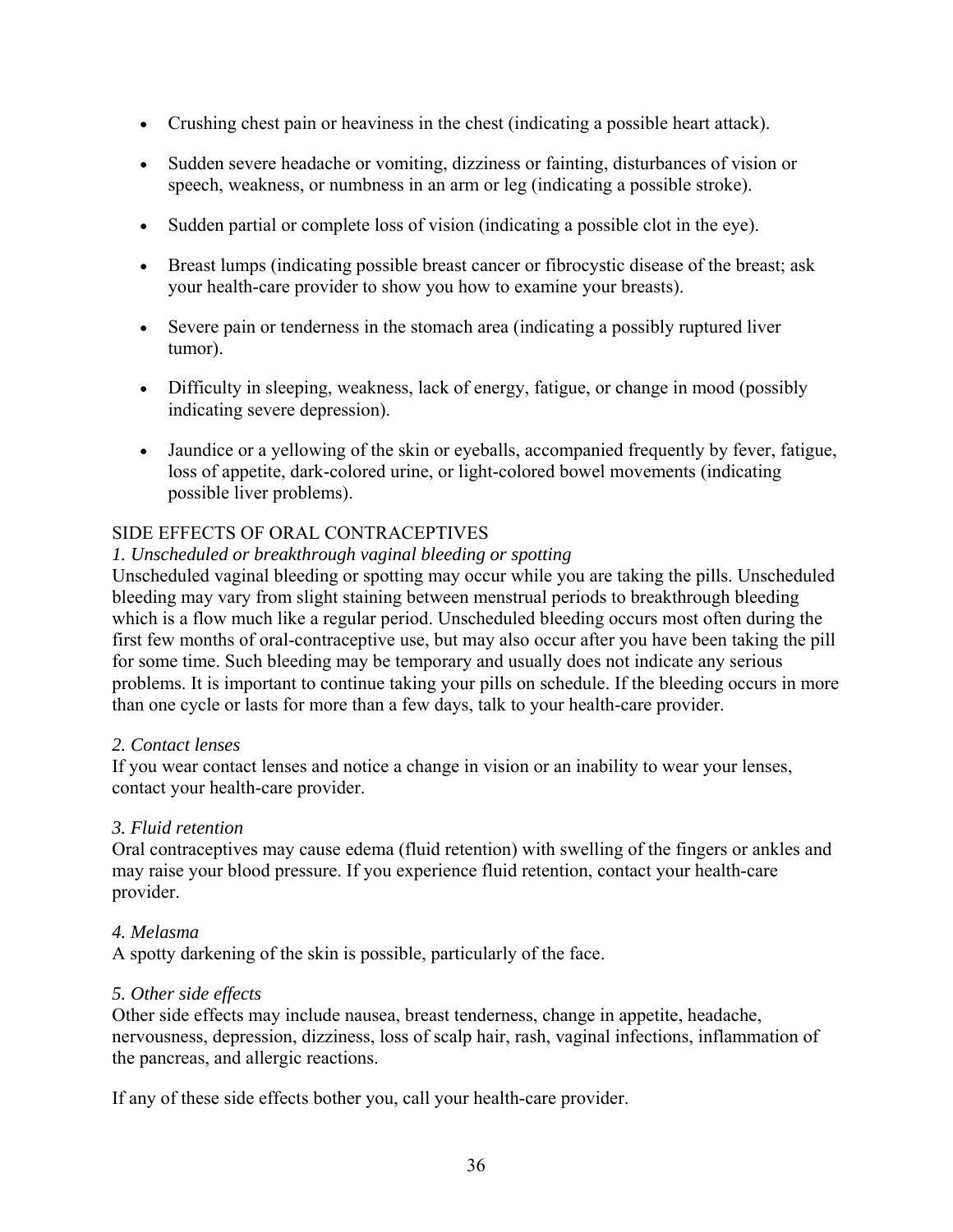- Crushing chest pain or heaviness in the chest (indicating a possible heart attack).
- Sudden severe headache or vomiting, dizziness or fainting, disturbances of vision or speech, weakness, or numbness in an arm or leg (indicating a possible stroke).
- Sudden partial or complete loss of vision (indicating a possible clot in the eye).
- Breast lumps (indicating possible breast cancer or fibrocystic disease of the breast; ask your health-care provider to show you how to examine your breasts).
- Severe pain or tenderness in the stomach area (indicating a possibly ruptured liver tumor).
- Difficulty in sleeping, weakness, lack of energy, fatigue, or change in mood (possibly indicating severe depression).
- Jaundice or a yellowing of the skin or eyeballs, accompanied frequently by fever, fatigue, loss of appetite, dark-colored urine, or light-colored bowel movements (indicating possible liver problems).

## SIDE EFFECTS OF ORAL CONTRACEPTIVES

*1. Unscheduled or breakthrough vaginal bleeding or spotting*

Unscheduled vaginal bleeding or spotting may occur while you are taking the pills. Unscheduled bleeding may vary from slight staining between menstrual periods to breakthrough bleeding which is a flow much like a regular period. Unscheduled bleeding occurs most often during the first few months of oral-contraceptive use, but may also occur after you have been taking the pill for some time. Such bleeding may be temporary and usually does not indicate any serious problems. It is important to continue taking your pills on schedule. If the bleeding occurs in more than one cycle or lasts for more than a few days, talk to your health-care provider.

*2. Contact lenses*

If you wear contact lenses and notice a change in vision or an inability to wear your lenses, contact your health-care provider.

*3. Fluid retention*

Oral contraceptives may cause edema (fluid retention) with swelling of the fingers or ankles and may raise your blood pressure. If you experience fluid retention, contact your health-care provider.

*4. Melasma*

A spotty darkening of the skin is possible, particularly of the face.

*5. Other side effects*

Other side effects may include nausea, breast tenderness, change in appetite, headache, nervousness, depression, dizziness, loss of scalp hair, rash, vaginal infections, inflammation of the pancreas, and allergic reactions.

If any of these side effects bother you, call your health-care provider.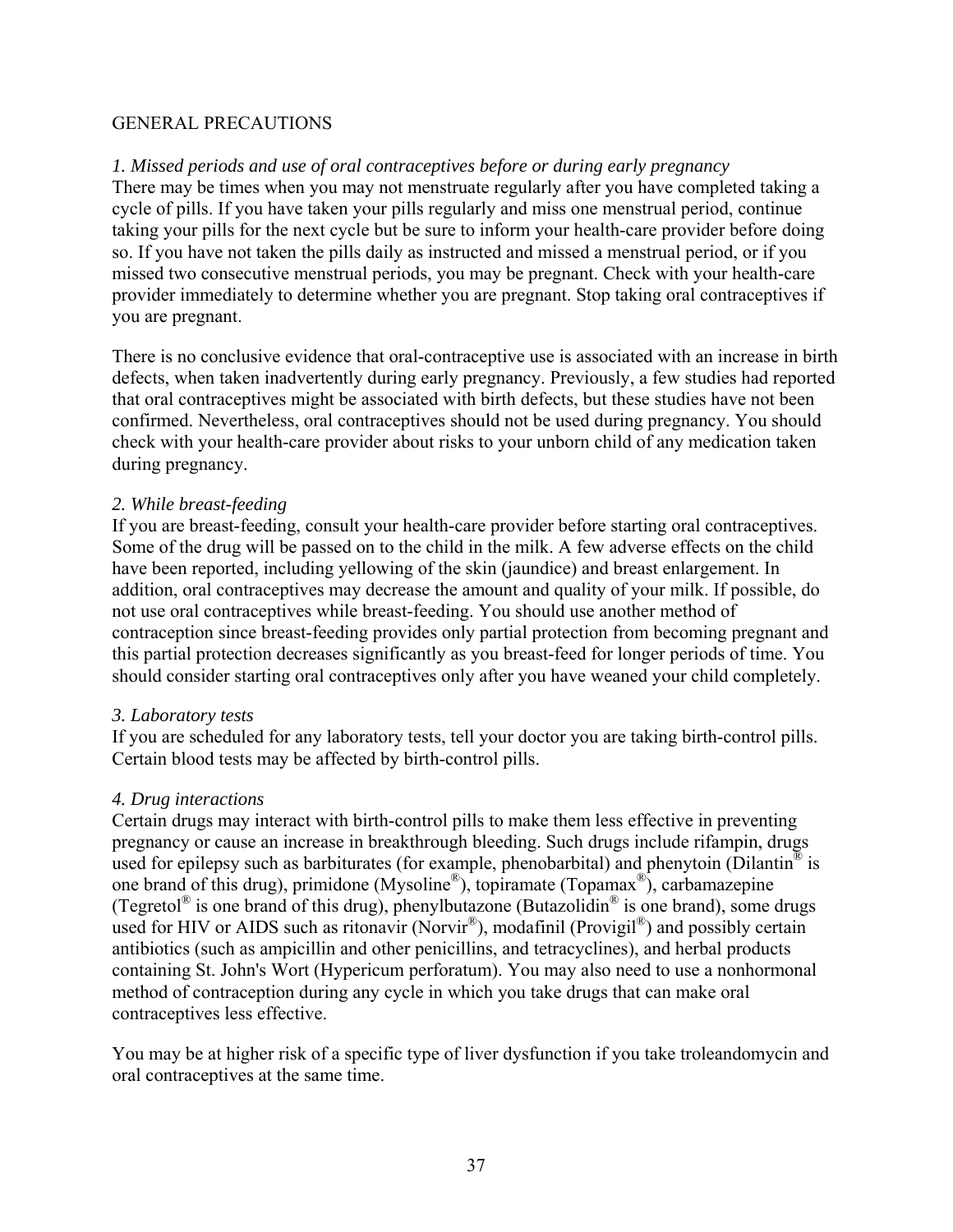## GENERAL PRECAUTIONS

*1. Missed periods and use of oral contraceptives before or during early pregnancy*
There may be times when you may not menstruate regularly after you have completed taking a cycle of pills. If you have taken your pills regularly and miss one menstrual period, continue taking your pills for the next cycle but be sure to inform your health-care provider before doing so. If you have not taken the pills daily as instructed and missed a menstrual period, or if you missed two consecutive menstrual periods, you may be pregnant. Check with your health-care provider immediately to determine whether you are pregnant. Stop taking oral contraceptives if you are pregnant.

There is no conclusive evidence that oral-contraceptive use is associated with an increase in birth defects, when taken inadvertently during early pregnancy. Previously, a few studies had reported that oral contraceptives might be associated with birth defects, but these studies have not been confirmed. Nevertheless, oral contraceptives should not be used during pregnancy. You should check with your health-care provider about risks to your unborn child of any medication taken during pregnancy.

*2. While breast-feeding*
If you are breast-feeding, consult your health-care provider before starting oral contraceptives. Some of the drug will be passed on to the child in the milk. A few adverse effects on the child have been reported, including yellowing of the skin (jaundice) and breast enlargement. In addition, oral contraceptives may decrease the amount and quality of your milk. If possible, do not use oral contraceptives while breast-feeding. You should use another method of contraception since breast-feeding provides only partial protection from becoming pregnant and this partial protection decreases significantly as you breast-feed for longer periods of time. You should consider starting oral contraceptives only after you have weaned your child completely.

*3. Laboratory tests*
If you are scheduled for any laboratory tests, tell your doctor you are taking birth-control pills. Certain blood tests may be affected by birth-control pills.

*4. Drug interactions*
Certain drugs may interact with birth-control pills to make them less effective in preventing pregnancy or cause an increase in breakthrough bleeding. Such drugs include rifampin, drugs used for epilepsy such as barbiturates (for example, phenobarbital) and phenytoin (Dilantin® is one brand of this drug), primidone (Mysoline®), topiramate (Topamax®), carbamazepine (Tegretol® is one brand of this drug), phenylbutazone (Butazolidin® is one brand), some drugs used for HIV or AIDS such as ritonavir (Norvir®), modafinil (Provigil®) and possibly certain antibiotics (such as ampicillin and other penicillins, and tetracyclines), and herbal products containing St. John's Wort (Hypericum perforatum). You may also need to use a nonhormonal method of contraception during any cycle in which you take drugs that can make oral contraceptives less effective.

You may be at higher risk of a specific type of liver dysfunction if you take troleandomycin and oral contraceptives at the same time.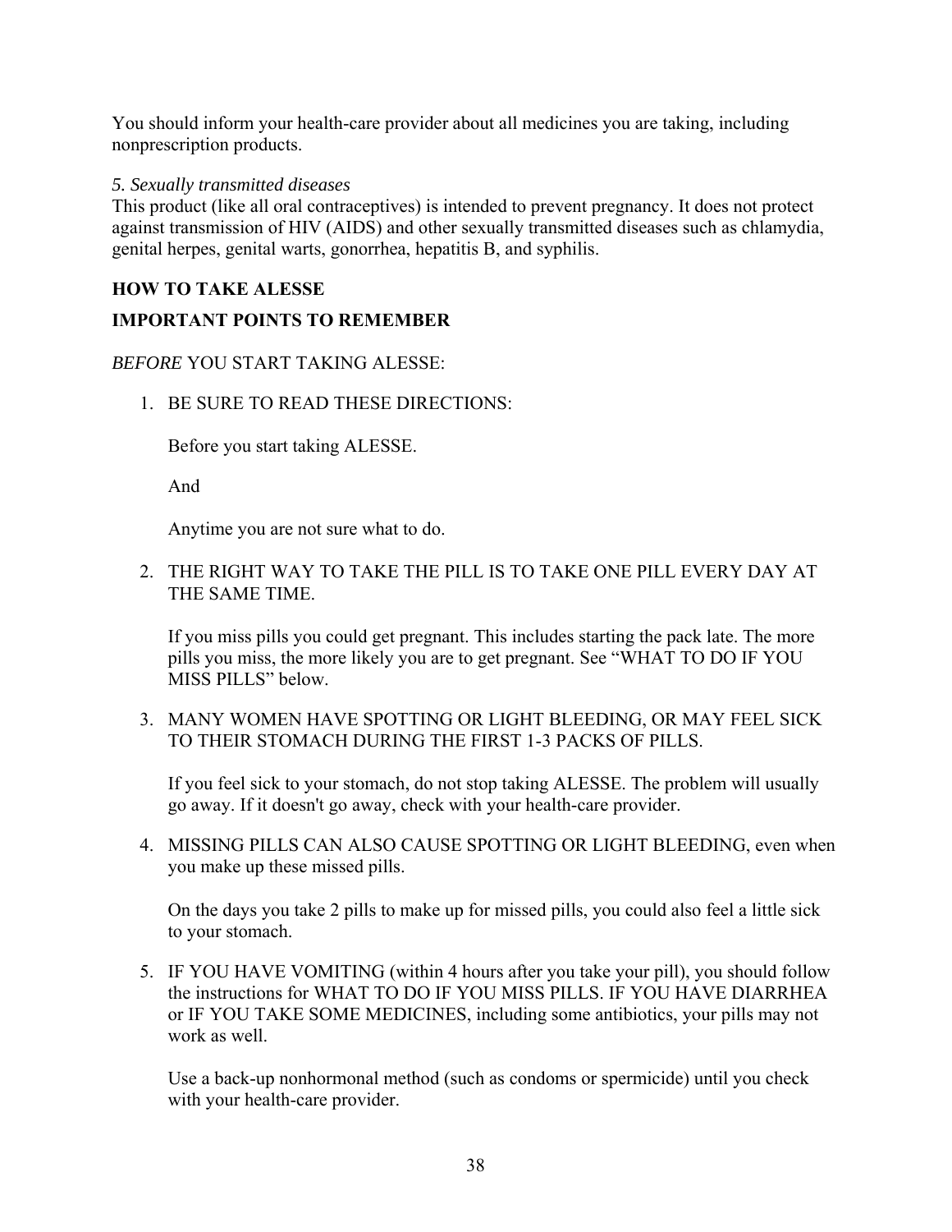You should inform your health-care provider about all medicines you are taking, including nonprescription products.

*5. Sexually transmitted diseases*

This product (like all oral contraceptives) is intended to prevent pregnancy. It does not protect against transmission of HIV (AIDS) and other sexually transmitted diseases such as chlamydia, genital herpes, genital warts, gonorrhea, hepatitis B, and syphilis.

**HOW TO TAKE ALESSE**

**IMPORTANT POINTS TO REMEMBER**

*BEFORE* YOU START TAKING ALESSE:

1. BE SURE TO READ THESE DIRECTIONS:

   Before you start taking ALESSE.

   And

   Anytime you are not sure what to do.

2. THE RIGHT WAY TO TAKE THE PILL IS TO TAKE ONE PILL EVERY DAY AT THE SAME TIME.

   If you miss pills you could get pregnant. This includes starting the pack late. The more pills you miss, the more likely you are to get pregnant. See "WHAT TO DO IF YOU MISS PILLS" below.

3. MANY WOMEN HAVE SPOTTING OR LIGHT BLEEDING, OR MAY FEEL SICK TO THEIR STOMACH DURING THE FIRST 1-3 PACKS OF PILLS.

   If you feel sick to your stomach, do not stop taking ALESSE. The problem will usually go away. If it doesn't go away, check with your health-care provider.

4. MISSING PILLS CAN ALSO CAUSE SPOTTING OR LIGHT BLEEDING, even when you make up these missed pills.

   On the days you take 2 pills to make up for missed pills, you could also feel a little sick to your stomach.

5. IF YOU HAVE VOMITING (within 4 hours after you take your pill), you should follow the instructions for WHAT TO DO IF YOU MISS PILLS. IF YOU HAVE DIARRHEA or IF YOU TAKE SOME MEDICINES, including some antibiotics, your pills may not work as well.

   Use a back-up nonhormonal method (such as condoms or spermicide) until you check with your health-care provider.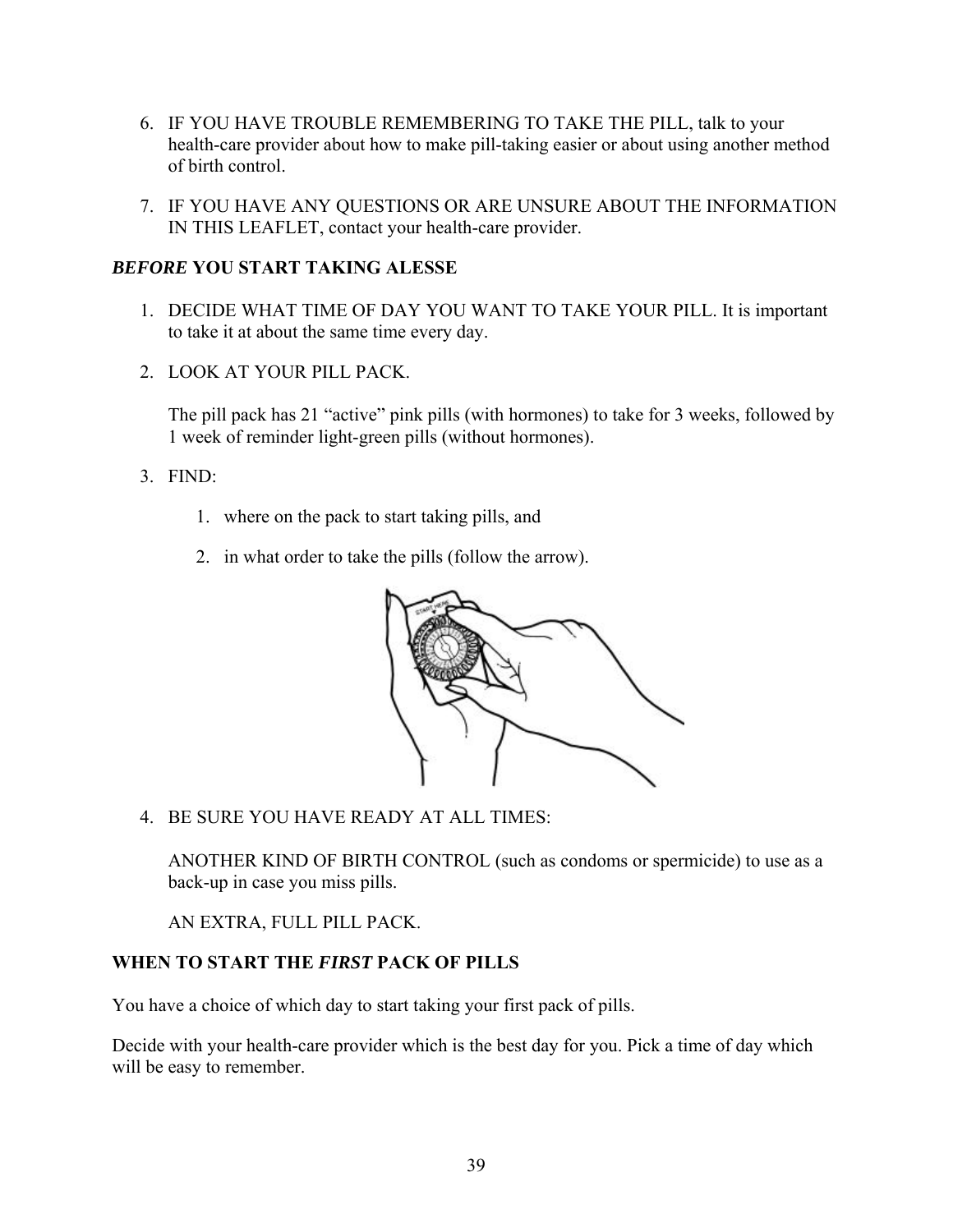6. IF YOU HAVE TROUBLE REMEMBERING TO TAKE THE PILL, talk to your health-care provider about how to make pill-taking easier or about using another method of birth control.

7. IF YOU HAVE ANY QUESTIONS OR ARE UNSURE ABOUT THE INFORMATION IN THIS LEAFLET, contact your health-care provider.

### ***BEFORE*** **YOU START TAKING ALESSE**

1. DECIDE WHAT TIME OF DAY YOU WANT TO TAKE YOUR PILL. It is important to take it at about the same time every day.

2. LOOK AT YOUR PILL PACK.

   The pill pack has 21 "active" pink pills (with hormones) to take for 3 weeks, followed by 1 week of reminder light-green pills (without hormones).

3. FIND:

   1. where on the pack to start taking pills, and

   2. in what order to take the pills (follow the arrow).

4. BE SURE YOU HAVE READY AT ALL TIMES:

   ANOTHER KIND OF BIRTH CONTROL (such as condoms or spermicide) to use as a back-up in case you miss pills.

   AN EXTRA, FULL PILL PACK.

### **WHEN TO START THE** ***FIRST*** **PACK OF PILLS**

You have a choice of which day to start taking your first pack of pills.

Decide with your health-care provider which is the best day for you. Pick a time of day which will be easy to remember.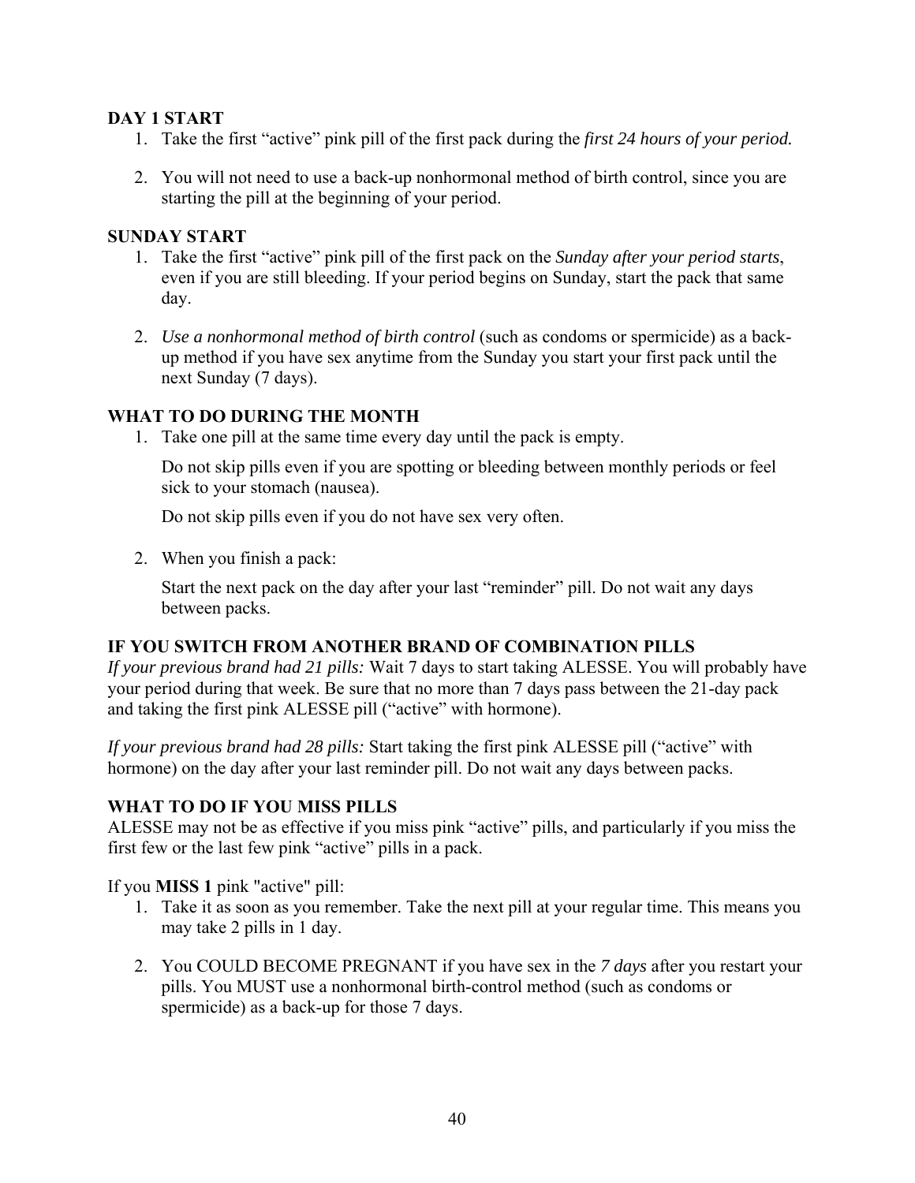**DAY 1 START**

1. Take the first “active” pink pill of the first pack during the *first 24 hours of your period.*

2. You will not need to use a back-up nonhormonal method of birth control, since you are starting the pill at the beginning of your period.

**SUNDAY START**

1. Take the first “active” pink pill of the first pack on the *Sunday after your period starts*, even if you are still bleeding. If your period begins on Sunday, start the pack that same day.

2. *Use a nonhormonal method of birth control* (such as condoms or spermicide) as a back-up method if you have sex anytime from the Sunday you start your first pack until the next Sunday (7 days).

**WHAT TO DO DURING THE MONTH**

1. Take one pill at the same time every day until the pack is empty.

   Do not skip pills even if you are spotting or bleeding between monthly periods or feel sick to your stomach (nausea).

   Do not skip pills even if you do not have sex very often.

2. When you finish a pack:

   Start the next pack on the day after your last “reminder” pill. Do not wait any days between packs.

**IF YOU SWITCH FROM ANOTHER BRAND OF COMBINATION PILLS**

*If your previous brand had 21 pills:* Wait 7 days to start taking ALESSE. You will probably have your period during that week. Be sure that no more than 7 days pass between the 21-day pack and taking the first pink ALESSE pill (“active” with hormone).

*If your previous brand had 28 pills:* Start taking the first pink ALESSE pill (“active” with hormone) on the day after your last reminder pill. Do not wait any days between packs.

**WHAT TO DO IF YOU MISS PILLS**

ALESSE may not be as effective if you miss pink “active” pills, and particularly if you miss the first few or the last few pink “active” pills in a pack.

If you **MISS 1** pink "active" pill:

1. Take it as soon as you remember. Take the next pill at your regular time. This means you may take 2 pills in 1 day.

2. You COULD BECOME PREGNANT if you have sex in the *7 days* after you restart your pills. You MUST use a nonhormonal birth-control method (such as condoms or spermicide) as a back-up for those 7 days.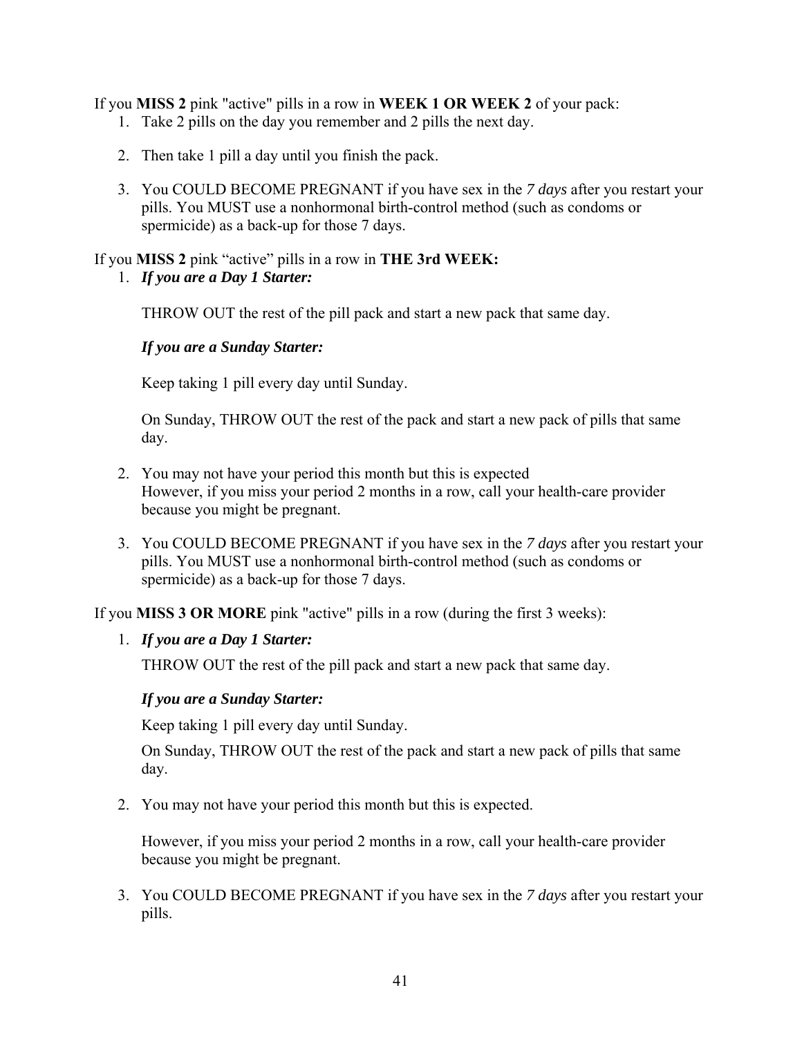If you **MISS 2** pink "active" pills in a row in **WEEK 1 OR WEEK 2** of your pack:

1. Take 2 pills on the day you remember and 2 pills the next day.
2. Then take 1 pill a day until you finish the pack.
3. You COULD BECOME PREGNANT if you have sex in the *7 days* after you restart your pills. You MUST use a nonhormonal birth-control method (such as condoms or spermicide) as a back-up for those 7 days.

If you **MISS 2** pink "active" pills in a row in **THE 3rd WEEK:**

1. ***If you are a Day 1 Starter:***

   THROW OUT the rest of the pill pack and start a new pack that same day.

   ***If you are a Sunday Starter:***

   Keep taking 1 pill every day until Sunday.

   On Sunday, THROW OUT the rest of the pack and start a new pack of pills that same day.

2. You may not have your period this month but this is expected
   However, if you miss your period 2 months in a row, call your health-care provider because you might be pregnant.

3. You COULD BECOME PREGNANT if you have sex in the *7 days* after you restart your pills. You MUST use a nonhormonal birth-control method (such as condoms or spermicide) as a back-up for those 7 days.

If you **MISS 3 OR MORE** pink "active" pills in a row (during the first 3 weeks):

1. ***If you are a Day 1 Starter:***

   THROW OUT the rest of the pill pack and start a new pack that same day.

   ***If you are a Sunday Starter:***

   Keep taking 1 pill every day until Sunday.

   On Sunday, THROW OUT the rest of the pack and start a new pack of pills that same day.

2. You may not have your period this month but this is expected.

   However, if you miss your period 2 months in a row, call your health-care provider because you might be pregnant.

3. You COULD BECOME PREGNANT if you have sex in the *7 days* after you restart your pills.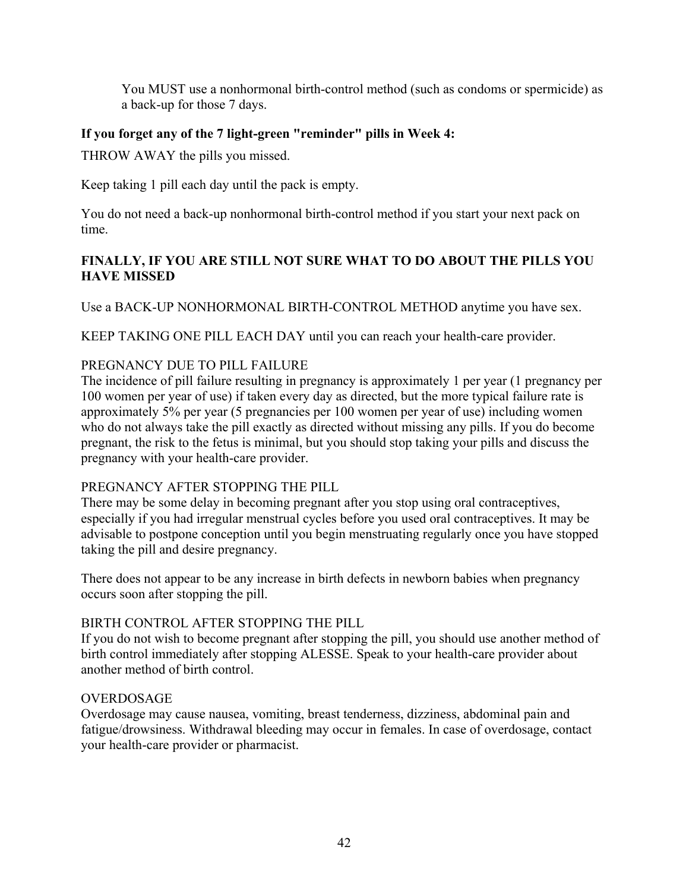You MUST use a nonhormonal birth-control method (such as condoms or spermicide) as a back-up for those 7 days.

**If you forget any of the 7 light-green "reminder" pills in Week 4:**

THROW AWAY the pills you missed.

Keep taking 1 pill each day until the pack is empty.

You do not need a back-up nonhormonal birth-control method if you start your next pack on time.

**FINALLY, IF YOU ARE STILL NOT SURE WHAT TO DO ABOUT THE PILLS YOU HAVE MISSED**

Use a BACK-UP NONHORMONAL BIRTH-CONTROL METHOD anytime you have sex.

KEEP TAKING ONE PILL EACH DAY until you can reach your health-care provider.

PREGNANCY DUE TO PILL FAILURE
The incidence of pill failure resulting in pregnancy is approximately 1 per year (1 pregnancy per 100 women per year of use) if taken every day as directed, but the more typical failure rate is approximately 5% per year (5 pregnancies per 100 women per year of use) including women who do not always take the pill exactly as directed without missing any pills. If you do become pregnant, the risk to the fetus is minimal, but you should stop taking your pills and discuss the pregnancy with your health-care provider.

PREGNANCY AFTER STOPPING THE PILL
There may be some delay in becoming pregnant after you stop using oral contraceptives, especially if you had irregular menstrual cycles before you used oral contraceptives. It may be advisable to postpone conception until you begin menstruating regularly once you have stopped taking the pill and desire pregnancy.

There does not appear to be any increase in birth defects in newborn babies when pregnancy occurs soon after stopping the pill.

BIRTH CONTROL AFTER STOPPING THE PILL
If you do not wish to become pregnant after stopping the pill, you should use another method of birth control immediately after stopping ALESSE. Speak to your health-care provider about another method of birth control.

OVERDOSAGE
Overdosage may cause nausea, vomiting, breast tenderness, dizziness, abdominal pain and fatigue/drowsiness. Withdrawal bleeding may occur in females. In case of overdosage, contact your health-care provider or pharmacist.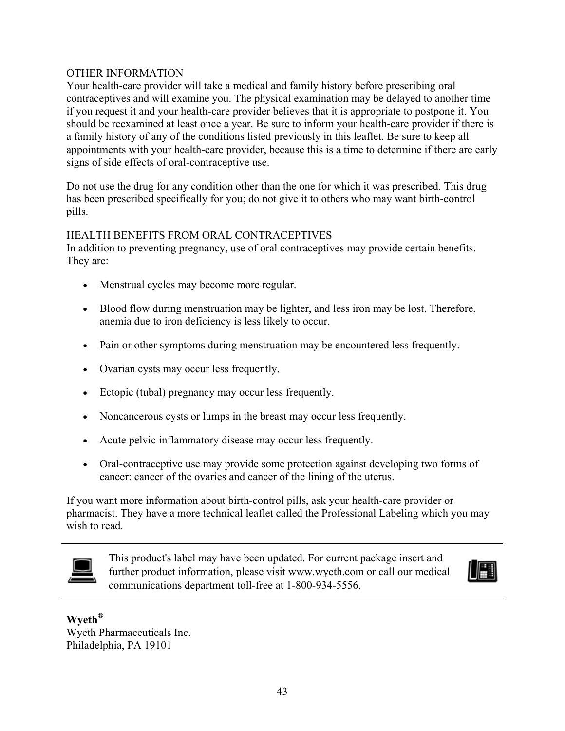## OTHER INFORMATION

Your health-care provider will take a medical and family history before prescribing oral contraceptives and will examine you. The physical examination may be delayed to another time if you request it and your health-care provider believes that it is appropriate to postpone it. You should be reexamined at least once a year. Be sure to inform your health-care provider if there is a family history of any of the conditions listed previously in this leaflet. Be sure to keep all appointments with your health-care provider, because this is a time to determine if there are early signs of side effects of oral-contraceptive use.

Do not use the drug for any condition other than the one for which it was prescribed. This drug has been prescribed specifically for you; do not give it to others who may want birth-control pills.

## HEALTH BENEFITS FROM ORAL CONTRACEPTIVES

In addition to preventing pregnancy, use of oral contraceptives may provide certain benefits. They are:

- Menstrual cycles may become more regular.
- Blood flow during menstruation may be lighter, and less iron may be lost. Therefore, anemia due to iron deficiency is less likely to occur.
- Pain or other symptoms during menstruation may be encountered less frequently.
- Ovarian cysts may occur less frequently.
- Ectopic (tubal) pregnancy may occur less frequently.
- Noncancerous cysts or lumps in the breast may occur less frequently.
- Acute pelvic inflammatory disease may occur less frequently.
- Oral-contraceptive use may provide some protection against developing two forms of cancer: cancer of the ovaries and cancer of the lining of the uterus.

If you want more information about birth-control pills, ask your health-care provider or pharmacist. They have a more technical leaflet called the Professional Labeling which you may wish to read.

---

This product's label may have been updated. For current package insert and further product information, please visit www.wyeth.com or call our medical communications department toll-free at 1-800-934-5556.

---

**Wyeth®**
Wyeth Pharmaceuticals Inc.
Philadelphia, PA 19101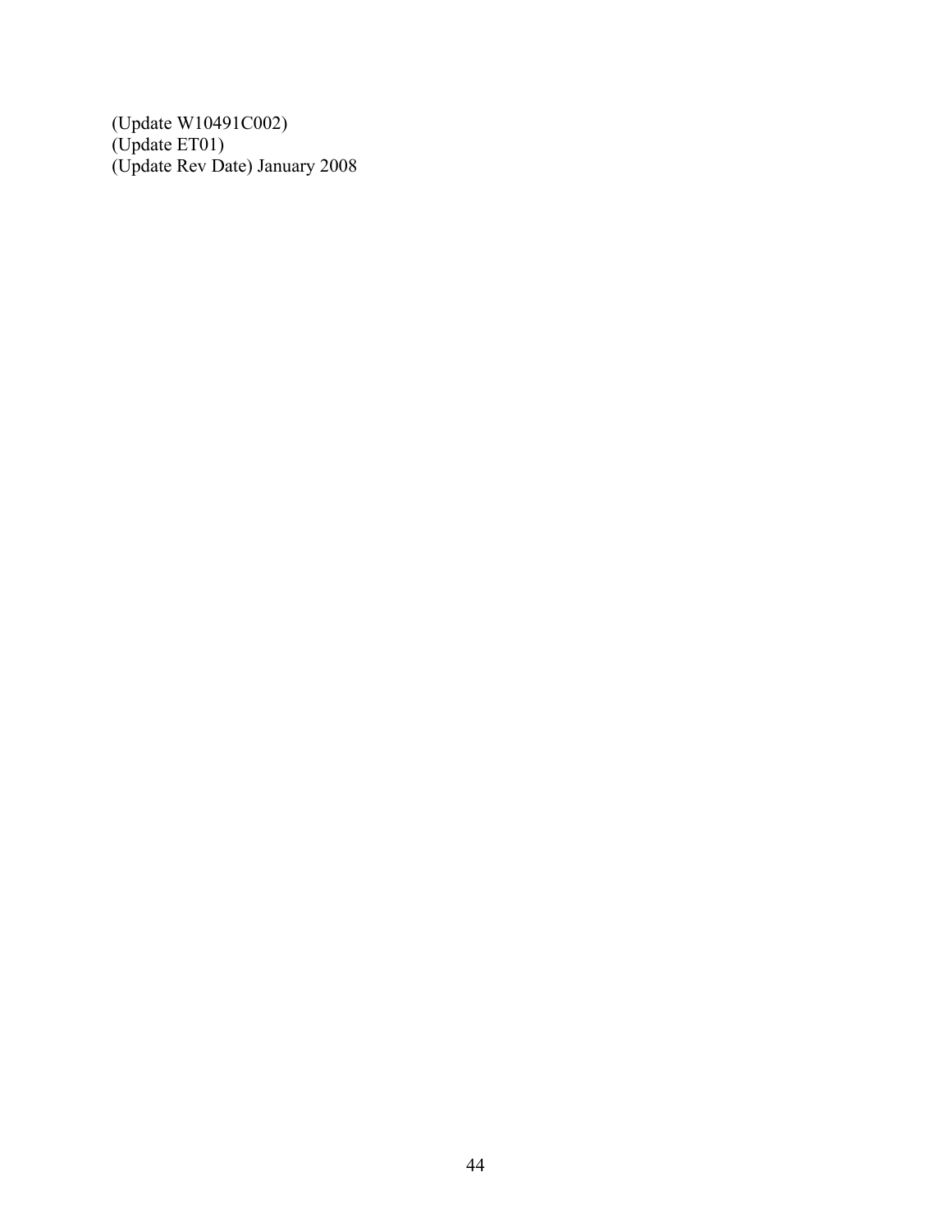(Update W10491C002)
(Update ET01)
(Update Rev Date) January 2008